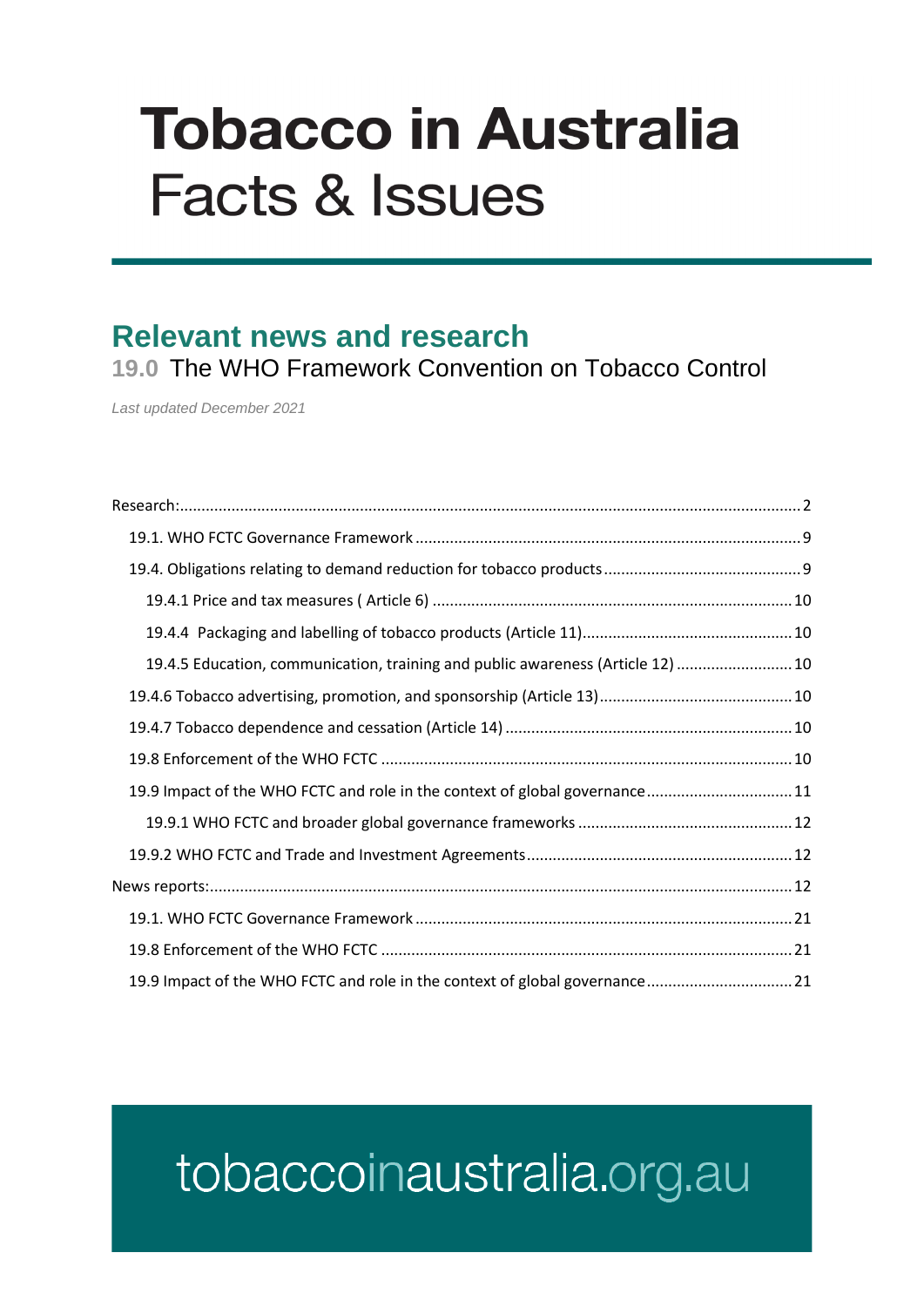# Tobacco in Australia
# Facts & Issues

## Relevant news and research

### 19.0 The WHO Framework Convention on Tobacco Control

*Last updated December 2021*

Research: 2

- 19.1. WHO FCTC Governance Framework 9
- 19.4. Obligations relating to demand reduction for tobacco products 9
  - 19.4.1 Price and tax measures ( Article 6) 10
  - 19.4.4 Packaging and labelling of tobacco products (Article 11) 10
  - 19.4.5 Education, communication, training and public awareness (Article 12) 10
- 19.4.6 Tobacco advertising, promotion, and sponsorship (Article 13) 10
- 19.4.7 Tobacco dependence and cessation (Article 14) 10
- 19.8 Enforcement of the WHO FCTC 10
- 19.9 Impact of the WHO FCTC and role in the context of global governance 11
  - 19.9.1 WHO FCTC and broader global governance frameworks 12
- 19.9.2 WHO FCTC and Trade and Investment Agreements 12

News reports: 12

- 19.1. WHO FCTC Governance Framework 21
- 19.8 Enforcement of the WHO FCTC 21
- 19.9 Impact of the WHO FCTC and role in the context of global governance 21

tobaccoinaustralia.org.au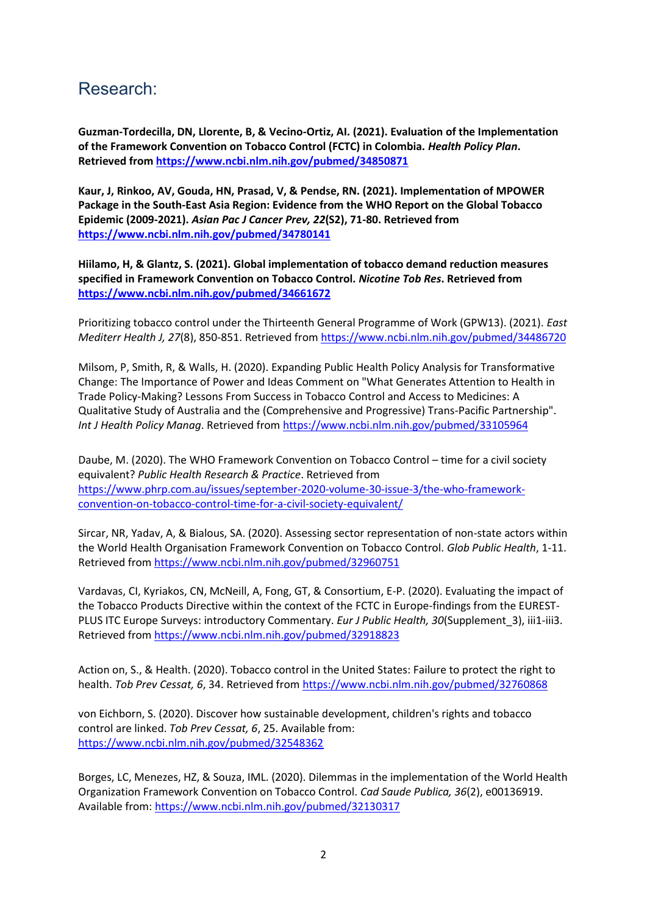## Research:

**Guzman-Tordecilla, DN, Llorente, B, & Vecino-Ortiz, AI. (2021). Evaluation of the Implementation of the Framework Convention on Tobacco Control (FCTC) in Colombia. *Health Policy Plan*. Retrieved from [https://www.ncbi.nlm.nih.gov/pubmed/34850871](https://www.ncbi.nlm.nih.gov/pubmed/34850871)**

**Kaur, J, Rinkoo, AV, Gouda, HN, Prasad, V, & Pendse, RN. (2021). Implementation of MPOWER Package in the South-East Asia Region: Evidence from the WHO Report on the Global Tobacco Epidemic (2009-2021). *Asian Pac J Cancer Prev, 22*(S2), 71-80. Retrieved from [https://www.ncbi.nlm.nih.gov/pubmed/34780141](https://www.ncbi.nlm.nih.gov/pubmed/34780141)**

**Hiilamo, H, & Glantz, S. (2021). Global implementation of tobacco demand reduction measures specified in Framework Convention on Tobacco Control. *Nicotine Tob Res*. Retrieved from [https://www.ncbi.nlm.nih.gov/pubmed/34661672](https://www.ncbi.nlm.nih.gov/pubmed/34661672)**

Prioritizing tobacco control under the Thirteenth General Programme of Work (GPW13). (2021). *East Mediterr Health J, 27*(8), 850-851. Retrieved from [https://www.ncbi.nlm.nih.gov/pubmed/34486720](https://www.ncbi.nlm.nih.gov/pubmed/34486720)

Milsom, P, Smith, R, & Walls, H. (2020). Expanding Public Health Policy Analysis for Transformative Change: The Importance of Power and Ideas Comment on "What Generates Attention to Health in Trade Policy-Making? Lessons From Success in Tobacco Control and Access to Medicines: A Qualitative Study of Australia and the (Comprehensive and Progressive) Trans-Pacific Partnership". *Int J Health Policy Manag*. Retrieved from [https://www.ncbi.nlm.nih.gov/pubmed/33105964](https://www.ncbi.nlm.nih.gov/pubmed/33105964)

Daube, M. (2020). The WHO Framework Convention on Tobacco Control – time for a civil society equivalent? *Public Health Research & Practice*. Retrieved from [https://www.phrp.com.au/issues/september-2020-volume-30-issue-3/the-who-framework-convention-on-tobacco-control-time-for-a-civil-society-equivalent/](https://www.phrp.com.au/issues/september-2020-volume-30-issue-3/the-who-framework-convention-on-tobacco-control-time-for-a-civil-society-equivalent/)

Sircar, NR, Yadav, A, & Bialous, SA. (2020). Assessing sector representation of non-state actors within the World Health Organisation Framework Convention on Tobacco Control. *Glob Public Health*, 1-11. Retrieved from [https://www.ncbi.nlm.nih.gov/pubmed/32960751](https://www.ncbi.nlm.nih.gov/pubmed/32960751)

Vardavas, CI, Kyriakos, CN, McNeill, A, Fong, GT, & Consortium, E-P. (2020). Evaluating the impact of the Tobacco Products Directive within the context of the FCTC in Europe-findings from the EUREST-PLUS ITC Europe Surveys: introductory Commentary. *Eur J Public Health, 30*(Supplement_3), iii1-iii3. Retrieved from [https://www.ncbi.nlm.nih.gov/pubmed/32918823](https://www.ncbi.nlm.nih.gov/pubmed/32918823)

Action on, S., & Health. (2020). Tobacco control in the United States: Failure to protect the right to health. *Tob Prev Cessat, 6*, 34. Retrieved from [https://www.ncbi.nlm.nih.gov/pubmed/32760868](https://www.ncbi.nlm.nih.gov/pubmed/32760868)

von Eichborn, S. (2020). Discover how sustainable development, children's rights and tobacco control are linked. *Tob Prev Cessat, 6*, 25. Available from: [https://www.ncbi.nlm.nih.gov/pubmed/32548362](https://www.ncbi.nlm.nih.gov/pubmed/32548362)

Borges, LC, Menezes, HZ, & Souza, IML. (2020). Dilemmas in the implementation of the World Health Organization Framework Convention on Tobacco Control. *Cad Saude Publica, 36*(2), e00136919. Available from: [https://www.ncbi.nlm.nih.gov/pubmed/32130317](https://www.ncbi.nlm.nih.gov/pubmed/32130317)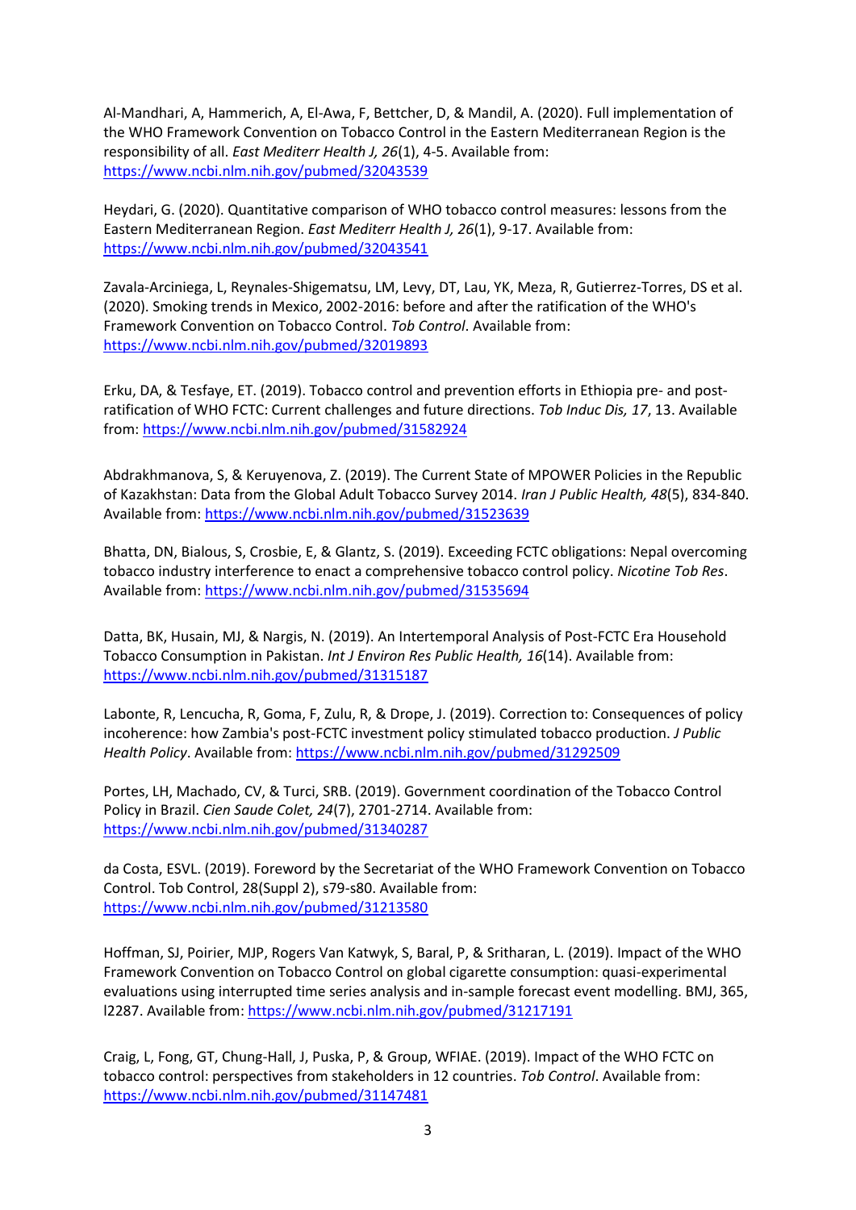Al-Mandhari, A, Hammerich, A, El-Awa, F, Bettcher, D, & Mandil, A. (2020). Full implementation of the WHO Framework Convention on Tobacco Control in the Eastern Mediterranean Region is the responsibility of all. *East Mediterr Health J, 26*(1), 4-5. Available from: https://www.ncbi.nlm.nih.gov/pubmed/32043539

Heydari, G. (2020). Quantitative comparison of WHO tobacco control measures: lessons from the Eastern Mediterranean Region. *East Mediterr Health J, 26*(1), 9-17. Available from: https://www.ncbi.nlm.nih.gov/pubmed/32043541

Zavala-Arciniega, L, Reynales-Shigematsu, LM, Levy, DT, Lau, YK, Meza, R, Gutierrez-Torres, DS et al. (2020). Smoking trends in Mexico, 2002-2016: before and after the ratification of the WHO's Framework Convention on Tobacco Control. *Tob Control*. Available from: https://www.ncbi.nlm.nih.gov/pubmed/32019893

Erku, DA, & Tesfaye, ET. (2019). Tobacco control and prevention efforts in Ethiopia pre- and post-ratification of WHO FCTC: Current challenges and future directions. *Tob Induc Dis, 17*, 13. Available from: https://www.ncbi.nlm.nih.gov/pubmed/31582924

Abdrakhmanova, S, & Keruyenova, Z. (2019). The Current State of MPOWER Policies in the Republic of Kazakhstan: Data from the Global Adult Tobacco Survey 2014. *Iran J Public Health, 48*(5), 834-840. Available from: https://www.ncbi.nlm.nih.gov/pubmed/31523639

Bhatta, DN, Bialous, S, Crosbie, E, & Glantz, S. (2019). Exceeding FCTC obligations: Nepal overcoming tobacco industry interference to enact a comprehensive tobacco control policy. *Nicotine Tob Res*. Available from: https://www.ncbi.nlm.nih.gov/pubmed/31535694

Datta, BK, Husain, MJ, & Nargis, N. (2019). An Intertemporal Analysis of Post-FCTC Era Household Tobacco Consumption in Pakistan. *Int J Environ Res Public Health, 16*(14). Available from: https://www.ncbi.nlm.nih.gov/pubmed/31315187

Labonte, R, Lencucha, R, Goma, F, Zulu, R, & Drope, J. (2019). Correction to: Consequences of policy incoherence: how Zambia's post-FCTC investment policy stimulated tobacco production. *J Public Health Policy*. Available from: https://www.ncbi.nlm.nih.gov/pubmed/31292509

Portes, LH, Machado, CV, & Turci, SRB. (2019). Government coordination of the Tobacco Control Policy in Brazil. *Cien Saude Colet, 24*(7), 2701-2714. Available from: https://www.ncbi.nlm.nih.gov/pubmed/31340287

da Costa, ESVL. (2019). Foreword by the Secretariat of the WHO Framework Convention on Tobacco Control. Tob Control, 28(Suppl 2), s79-s80. Available from: https://www.ncbi.nlm.nih.gov/pubmed/31213580

Hoffman, SJ, Poirier, MJP, Rogers Van Katwyk, S, Baral, P, & Sritharan, L. (2019). Impact of the WHO Framework Convention on Tobacco Control on global cigarette consumption: quasi-experimental evaluations using interrupted time series analysis and in-sample forecast event modelling. BMJ, 365, l2287. Available from: https://www.ncbi.nlm.nih.gov/pubmed/31217191

Craig, L, Fong, GT, Chung-Hall, J, Puska, P, & Group, WFIAE. (2019). Impact of the WHO FCTC on tobacco control: perspectives from stakeholders in 12 countries. *Tob Control*. Available from: https://www.ncbi.nlm.nih.gov/pubmed/31147481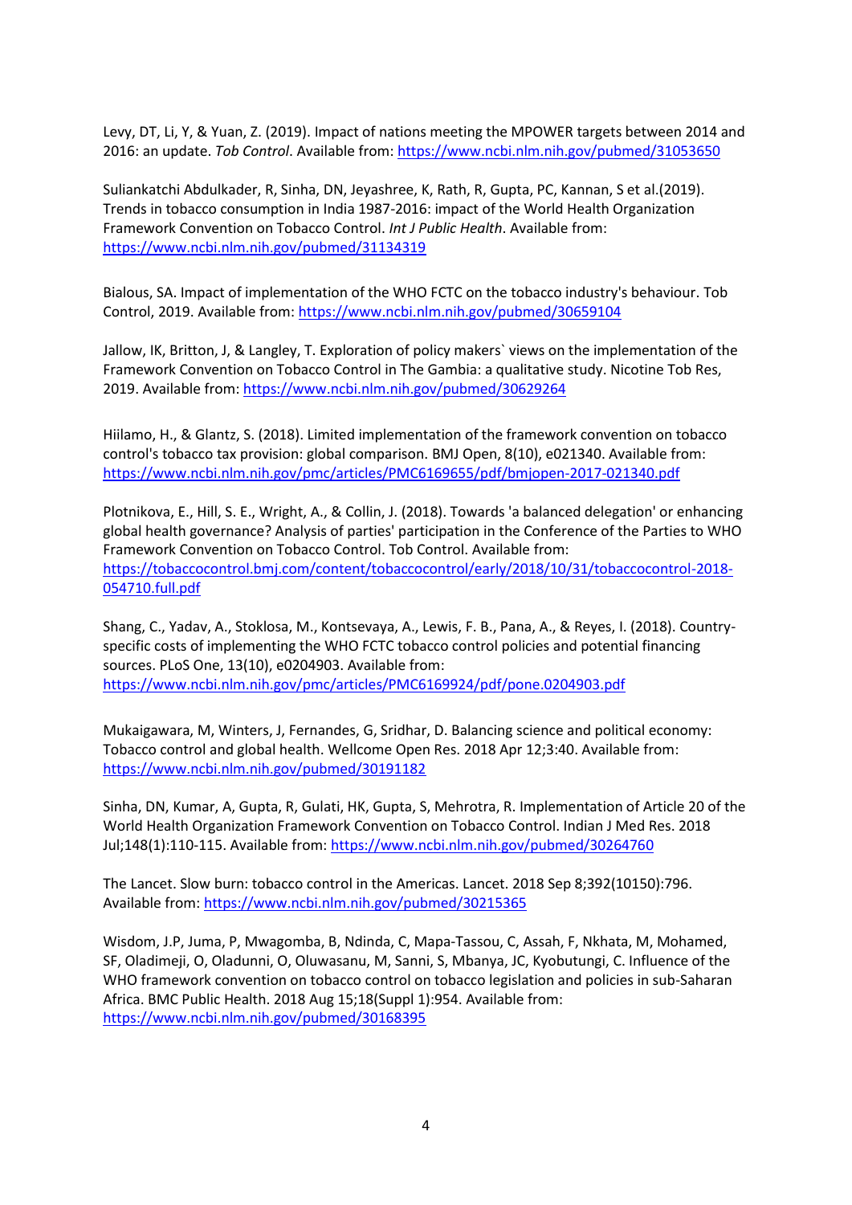Levy, DT, Li, Y, & Yuan, Z. (2019). Impact of nations meeting the MPOWER targets between 2014 and 2016: an update. *Tob Control*. Available from: https://www.ncbi.nlm.nih.gov/pubmed/31053650

Suliankatchi Abdulkader, R, Sinha, DN, Jeyashree, K, Rath, R, Gupta, PC, Kannan, S et al.(2019). Trends in tobacco consumption in India 1987-2016: impact of the World Health Organization Framework Convention on Tobacco Control. *Int J Public Health*. Available from: https://www.ncbi.nlm.nih.gov/pubmed/31134319

Bialous, SA. Impact of implementation of the WHO FCTC on the tobacco industry's behaviour. Tob Control, 2019. Available from: https://www.ncbi.nlm.nih.gov/pubmed/30659104

Jallow, IK, Britton, J, & Langley, T. Exploration of policy makers` views on the implementation of the Framework Convention on Tobacco Control in The Gambia: a qualitative study. Nicotine Tob Res, 2019. Available from: https://www.ncbi.nlm.nih.gov/pubmed/30629264

Hiilamo, H., & Glantz, S. (2018). Limited implementation of the framework convention on tobacco control's tobacco tax provision: global comparison. BMJ Open, 8(10), e021340. Available from: https://www.ncbi.nlm.nih.gov/pmc/articles/PMC6169655/pdf/bmjopen-2017-021340.pdf

Plotnikova, E., Hill, S. E., Wright, A., & Collin, J. (2018). Towards 'a balanced delegation' or enhancing global health governance? Analysis of parties' participation in the Conference of the Parties to WHO Framework Convention on Tobacco Control. Tob Control. Available from: https://tobaccocontrol.bmj.com/content/tobaccocontrol/early/2018/10/31/tobaccocontrol-2018-054710.full.pdf

Shang, C., Yadav, A., Stoklosa, M., Kontsevaya, A., Lewis, F. B., Pana, A., & Reyes, I. (2018). Country-specific costs of implementing the WHO FCTC tobacco control policies and potential financing sources. PLoS One, 13(10), e0204903. Available from: https://www.ncbi.nlm.nih.gov/pmc/articles/PMC6169924/pdf/pone.0204903.pdf

Mukaigawara, M, Winters, J, Fernandes, G, Sridhar, D. Balancing science and political economy: Tobacco control and global health. Wellcome Open Res. 2018 Apr 12;3:40. Available from: https://www.ncbi.nlm.nih.gov/pubmed/30191182

Sinha, DN, Kumar, A, Gupta, R, Gulati, HK, Gupta, S, Mehrotra, R. Implementation of Article 20 of the World Health Organization Framework Convention on Tobacco Control. Indian J Med Res. 2018 Jul;148(1):110-115. Available from: https://www.ncbi.nlm.nih.gov/pubmed/30264760

The Lancet. Slow burn: tobacco control in the Americas. Lancet. 2018 Sep 8;392(10150):796. Available from: https://www.ncbi.nlm.nih.gov/pubmed/30215365

Wisdom, J.P, Juma, P, Mwagomba, B, Ndinda, C, Mapa-Tassou, C, Assah, F, Nkhata, M, Mohamed, SF, Oladimeji, O, Oladunni, O, Oluwasanu, M, Sanni, S, Mbanya, JC, Kyobutungi, C. Influence of the WHO framework convention on tobacco control on tobacco legislation and policies in sub-Saharan Africa. BMC Public Health. 2018 Aug 15;18(Suppl 1):954. Available from: https://www.ncbi.nlm.nih.gov/pubmed/30168395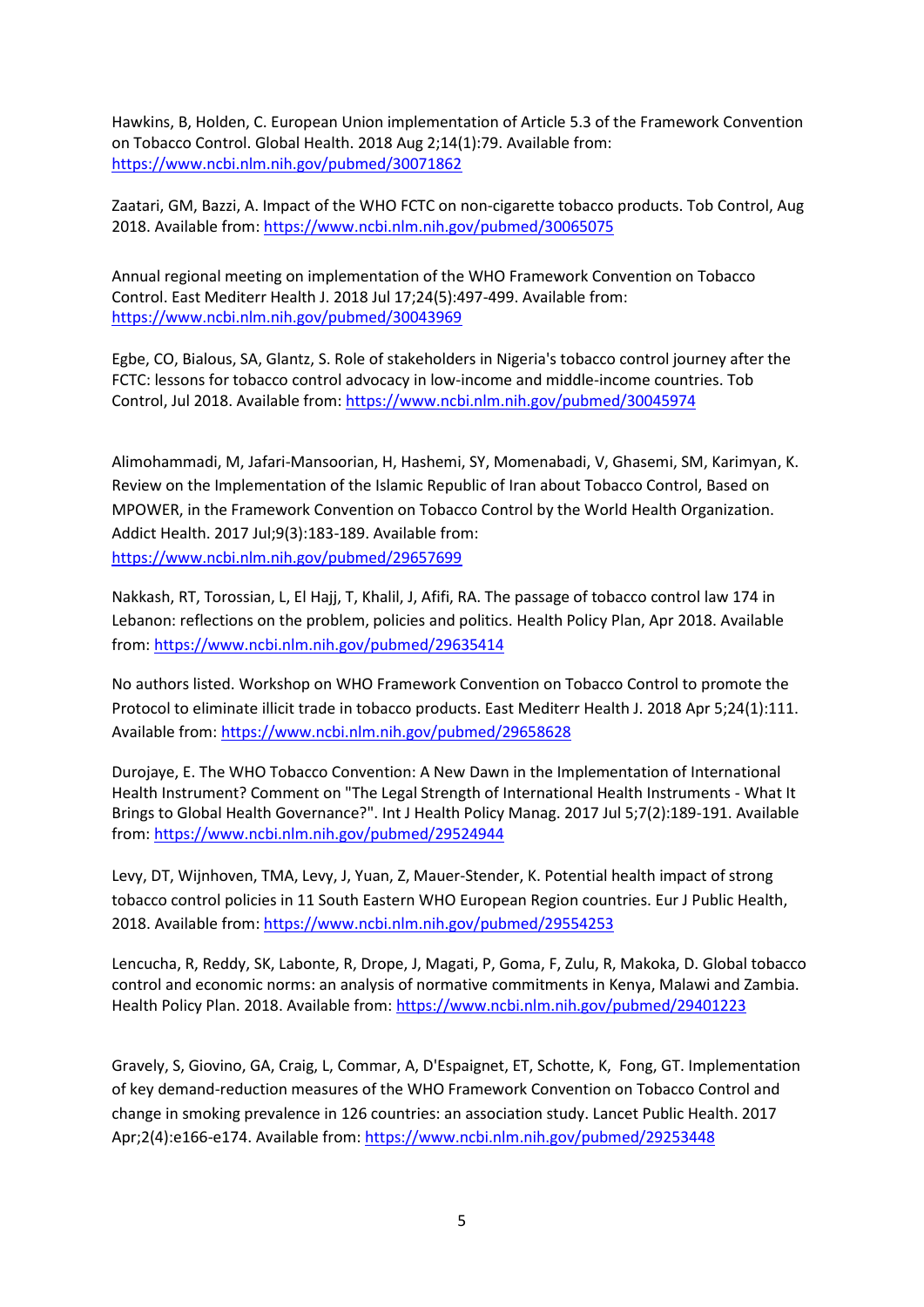Hawkins, B, Holden, C. European Union implementation of Article 5.3 of the Framework Convention on Tobacco Control. Global Health. 2018 Aug 2;14(1):79. Available from: https://www.ncbi.nlm.nih.gov/pubmed/30071862

Zaatari, GM, Bazzi, A. Impact of the WHO FCTC on non-cigarette tobacco products. Tob Control, Aug 2018. Available from: https://www.ncbi.nlm.nih.gov/pubmed/30065075

Annual regional meeting on implementation of the WHO Framework Convention on Tobacco Control. East Mediterr Health J. 2018 Jul 17;24(5):497-499. Available from: https://www.ncbi.nlm.nih.gov/pubmed/30043969

Egbe, CO, Bialous, SA, Glantz, S. Role of stakeholders in Nigeria's tobacco control journey after the FCTC: lessons for tobacco control advocacy in low-income and middle-income countries. Tob Control, Jul 2018. Available from: https://www.ncbi.nlm.nih.gov/pubmed/30045974

Alimohammadi, M, Jafari-Mansoorian, H, Hashemi, SY, Momenabadi, V, Ghasemi, SM, Karimyan, K. Review on the Implementation of the Islamic Republic of Iran about Tobacco Control, Based on MPOWER, in the Framework Convention on Tobacco Control by the World Health Organization. Addict Health. 2017 Jul;9(3):183-189. Available from: https://www.ncbi.nlm.nih.gov/pubmed/29657699

Nakkash, RT, Torossian, L, El Hajj, T, Khalil, J, Afifi, RA. The passage of tobacco control law 174 in Lebanon: reflections on the problem, policies and politics. Health Policy Plan, Apr 2018. Available from: https://www.ncbi.nlm.nih.gov/pubmed/29635414

No authors listed. Workshop on WHO Framework Convention on Tobacco Control to promote the Protocol to eliminate illicit trade in tobacco products. East Mediterr Health J. 2018 Apr 5;24(1):111. Available from: https://www.ncbi.nlm.nih.gov/pubmed/29658628

Durojaye, E. The WHO Tobacco Convention: A New Dawn in the Implementation of International Health Instrument? Comment on "The Legal Strength of International Health Instruments - What It Brings to Global Health Governance?". Int J Health Policy Manag. 2017 Jul 5;7(2):189-191. Available from: https://www.ncbi.nlm.nih.gov/pubmed/29524944

Levy, DT, Wijnhoven, TMA, Levy, J, Yuan, Z, Mauer-Stender, K. Potential health impact of strong tobacco control policies in 11 South Eastern WHO European Region countries. Eur J Public Health, 2018. Available from: https://www.ncbi.nlm.nih.gov/pubmed/29554253

Lencucha, R, Reddy, SK, Labonte, R, Drope, J, Magati, P, Goma, F, Zulu, R, Makoka, D. Global tobacco control and economic norms: an analysis of normative commitments in Kenya, Malawi and Zambia. Health Policy Plan. 2018. Available from: https://www.ncbi.nlm.nih.gov/pubmed/29401223

Gravely, S, Giovino, GA, Craig, L, Commar, A, D'Espaignet, ET, Schotte, K, Fong, GT. Implementation of key demand-reduction measures of the WHO Framework Convention on Tobacco Control and change in smoking prevalence in 126 countries: an association study. Lancet Public Health. 2017 Apr;2(4):e166-e174. Available from: https://www.ncbi.nlm.nih.gov/pubmed/29253448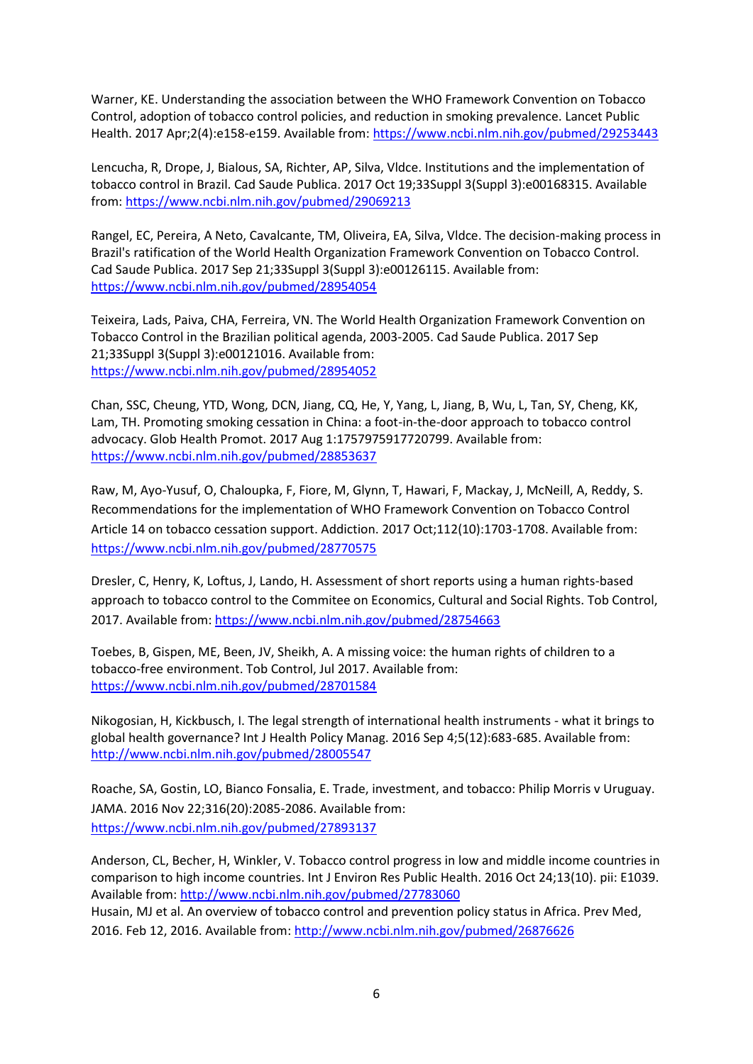Warner, KE. Understanding the association between the WHO Framework Convention on Tobacco Control, adoption of tobacco control policies, and reduction in smoking prevalence. Lancet Public Health. 2017 Apr;2(4):e158-e159. Available from: https://www.ncbi.nlm.nih.gov/pubmed/29253443

Lencucha, R, Drope, J, Bialous, SA, Richter, AP, Silva, Vldce. Institutions and the implementation of tobacco control in Brazil. Cad Saude Publica. 2017 Oct 19;33Suppl 3(Suppl 3):e00168315. Available from: https://www.ncbi.nlm.nih.gov/pubmed/29069213

Rangel, EC, Pereira, A Neto, Cavalcante, TM, Oliveira, EA, Silva, Vldce. The decision-making process in Brazil's ratification of the World Health Organization Framework Convention on Tobacco Control. Cad Saude Publica. 2017 Sep 21;33Suppl 3(Suppl 3):e00126115. Available from: https://www.ncbi.nlm.nih.gov/pubmed/28954054

Teixeira, Lads, Paiva, CHA, Ferreira, VN. The World Health Organization Framework Convention on Tobacco Control in the Brazilian political agenda, 2003-2005. Cad Saude Publica. 2017 Sep 21;33Suppl 3(Suppl 3):e00121016. Available from: https://www.ncbi.nlm.nih.gov/pubmed/28954052

Chan, SSC, Cheung, YTD, Wong, DCN, Jiang, CQ, He, Y, Yang, L, Jiang, B, Wu, L, Tan, SY, Cheng, KK, Lam, TH. Promoting smoking cessation in China: a foot-in-the-door approach to tobacco control advocacy. Glob Health Promot. 2017 Aug 1:1757975917720799. Available from: https://www.ncbi.nlm.nih.gov/pubmed/28853637

Raw, M, Ayo-Yusuf, O, Chaloupka, F, Fiore, M, Glynn, T, Hawari, F, Mackay, J, McNeill, A, Reddy, S. Recommendations for the implementation of WHO Framework Convention on Tobacco Control Article 14 on tobacco cessation support. Addiction. 2017 Oct;112(10):1703-1708. Available from: https://www.ncbi.nlm.nih.gov/pubmed/28770575

Dresler, C, Henry, K, Loftus, J, Lando, H. Assessment of short reports using a human rights-based approach to tobacco control to the Commitee on Economics, Cultural and Social Rights. Tob Control, 2017. Available from: https://www.ncbi.nlm.nih.gov/pubmed/28754663

Toebes, B, Gispen, ME, Been, JV, Sheikh, A. A missing voice: the human rights of children to a tobacco-free environment. Tob Control, Jul 2017. Available from: https://www.ncbi.nlm.nih.gov/pubmed/28701584

Nikogosian, H, Kickbusch, I. The legal strength of international health instruments - what it brings to global health governance? Int J Health Policy Manag. 2016 Sep 4;5(12):683-685. Available from: http://www.ncbi.nlm.nih.gov/pubmed/28005547

Roache, SA, Gostin, LO, Bianco Fonsalia, E. Trade, investment, and tobacco: Philip Morris v Uruguay. JAMA. 2016 Nov 22;316(20):2085-2086. Available from: https://www.ncbi.nlm.nih.gov/pubmed/27893137

Anderson, CL, Becher, H, Winkler, V. Tobacco control progress in low and middle income countries in comparison to high income countries. Int J Environ Res Public Health. 2016 Oct 24;13(10). pii: E1039. Available from: http://www.ncbi.nlm.nih.gov/pubmed/27783060

Husain, MJ et al. An overview of tobacco control and prevention policy status in Africa. Prev Med, 2016. Feb 12, 2016. Available from: http://www.ncbi.nlm.nih.gov/pubmed/26876626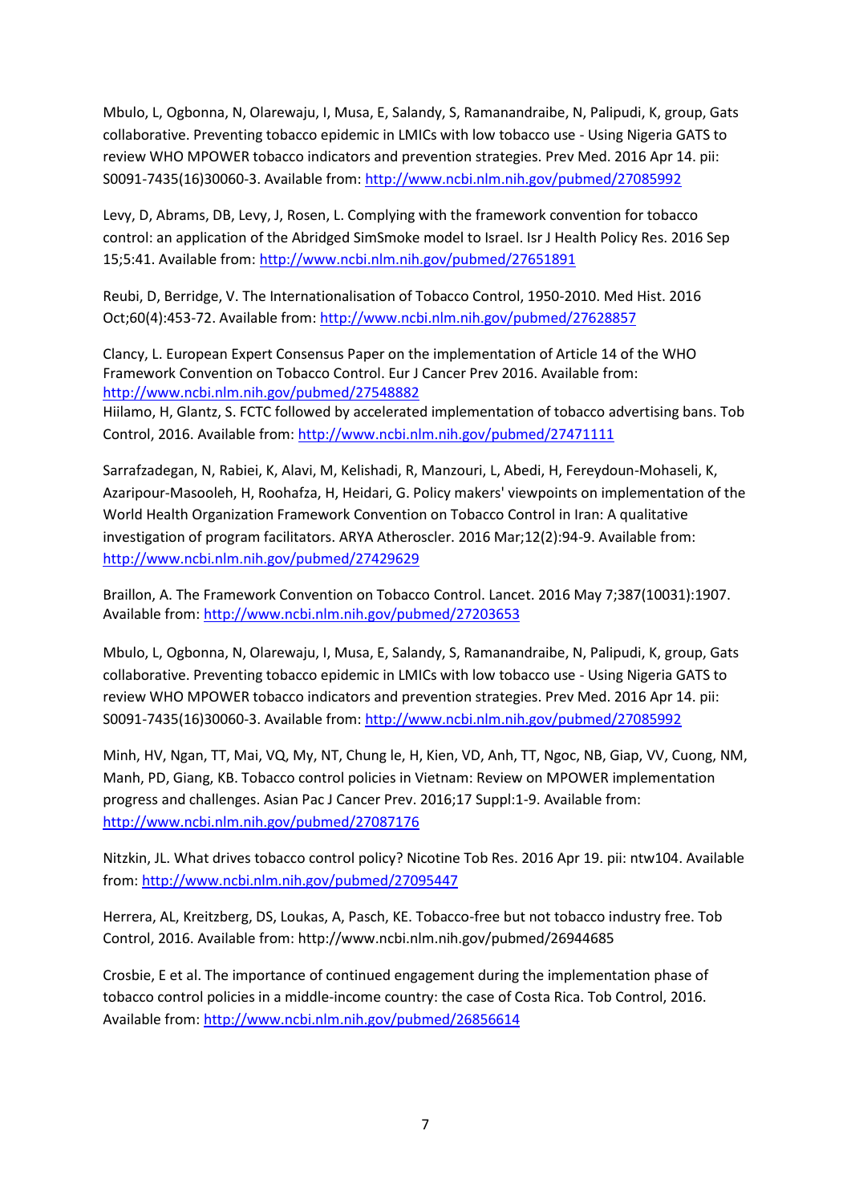Mbulo, L, Ogbonna, N, Olarewaju, I, Musa, E, Salandy, S, Ramanandraibe, N, Palipudi, K, group, Gats collaborative. Preventing tobacco epidemic in LMICs with low tobacco use - Using Nigeria GATS to review WHO MPOWER tobacco indicators and prevention strategies. Prev Med. 2016 Apr 14. pii: S0091-7435(16)30060-3. Available from: http://www.ncbi.nlm.nih.gov/pubmed/27085992

Levy, D, Abrams, DB, Levy, J, Rosen, L. Complying with the framework convention for tobacco control: an application of the Abridged SimSmoke model to Israel. Isr J Health Policy Res. 2016 Sep 15;5:41. Available from: http://www.ncbi.nlm.nih.gov/pubmed/27651891

Reubi, D, Berridge, V. The Internationalisation of Tobacco Control, 1950-2010. Med Hist. 2016 Oct;60(4):453-72. Available from: http://www.ncbi.nlm.nih.gov/pubmed/27628857

Clancy, L. European Expert Consensus Paper on the implementation of Article 14 of the WHO Framework Convention on Tobacco Control. Eur J Cancer Prev 2016. Available from: http://www.ncbi.nlm.nih.gov/pubmed/27548882

Hiilamo, H, Glantz, S. FCTC followed by accelerated implementation of tobacco advertising bans. Tob Control, 2016. Available from: http://www.ncbi.nlm.nih.gov/pubmed/27471111

Sarrafzadegan, N, Rabiei, K, Alavi, M, Kelishadi, R, Manzouri, L, Abedi, H, Fereydoun-Mohaseli, K, Azaripour-Masooleh, H, Roohafza, H, Heidari, G. Policy makers' viewpoints on implementation of the World Health Organization Framework Convention on Tobacco Control in Iran: A qualitative investigation of program facilitators. ARYA Atheroscler. 2016 Mar;12(2):94-9. Available from: http://www.ncbi.nlm.nih.gov/pubmed/27429629

Braillon, A. The Framework Convention on Tobacco Control. Lancet. 2016 May 7;387(10031):1907. Available from: http://www.ncbi.nlm.nih.gov/pubmed/27203653

Mbulo, L, Ogbonna, N, Olarewaju, I, Musa, E, Salandy, S, Ramanandraibe, N, Palipudi, K, group, Gats collaborative. Preventing tobacco epidemic in LMICs with low tobacco use - Using Nigeria GATS to review WHO MPOWER tobacco indicators and prevention strategies. Prev Med. 2016 Apr 14. pii: S0091-7435(16)30060-3. Available from: http://www.ncbi.nlm.nih.gov/pubmed/27085992

Minh, HV, Ngan, TT, Mai, VQ, My, NT, Chung le, H, Kien, VD, Anh, TT, Ngoc, NB, Giap, VV, Cuong, NM, Manh, PD, Giang, KB. Tobacco control policies in Vietnam: Review on MPOWER implementation progress and challenges. Asian Pac J Cancer Prev. 2016;17 Suppl:1-9. Available from: http://www.ncbi.nlm.nih.gov/pubmed/27087176

Nitzkin, JL. What drives tobacco control policy? Nicotine Tob Res. 2016 Apr 19. pii: ntw104. Available from: http://www.ncbi.nlm.nih.gov/pubmed/27095447

Herrera, AL, Kreitzberg, DS, Loukas, A, Pasch, KE. Tobacco-free but not tobacco industry free. Tob Control, 2016. Available from: http://www.ncbi.nlm.nih.gov/pubmed/26944685

Crosbie, E et al. The importance of continued engagement during the implementation phase of tobacco control policies in a middle-income country: the case of Costa Rica. Tob Control, 2016. Available from: http://www.ncbi.nlm.nih.gov/pubmed/26856614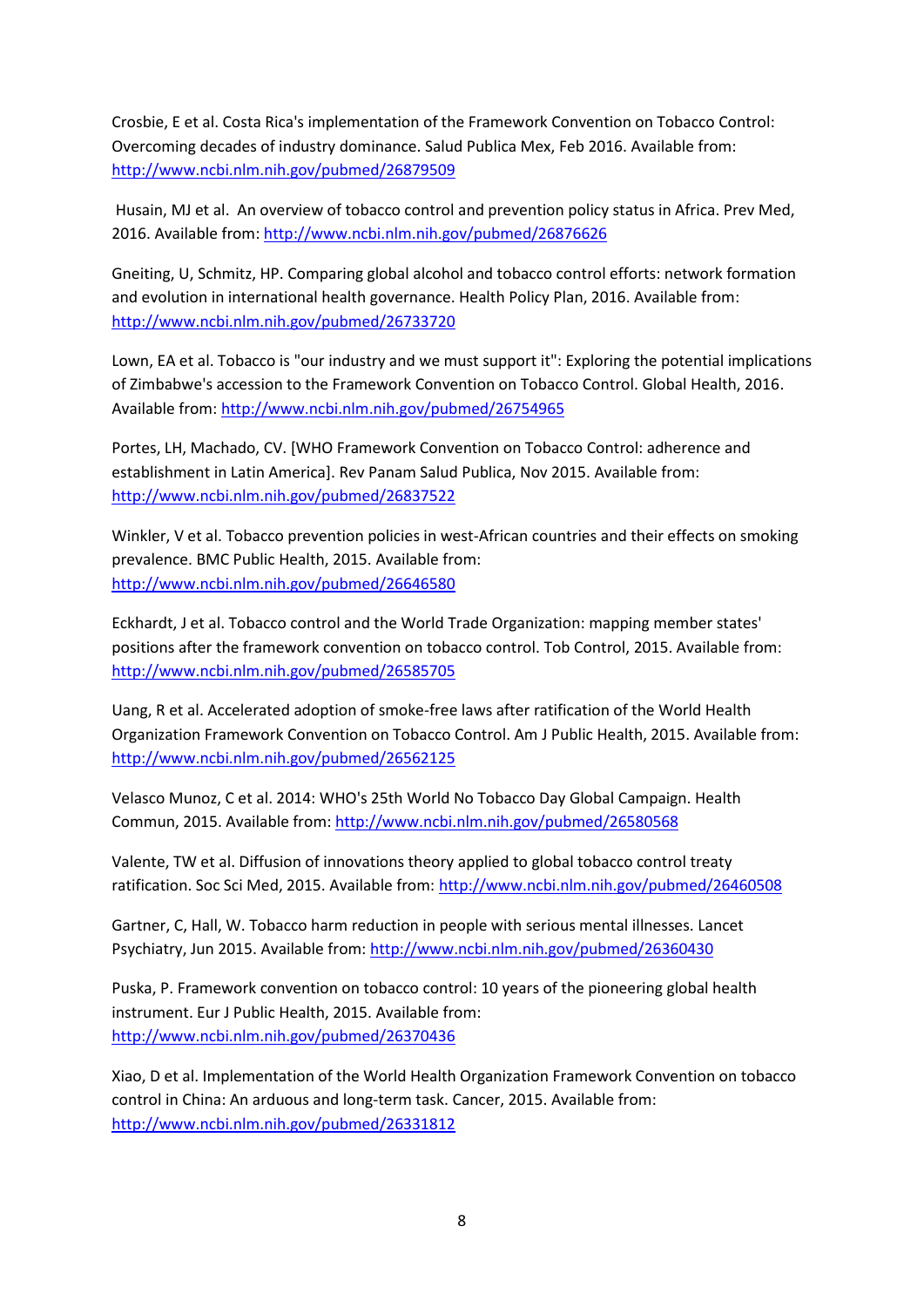Crosbie, E et al. Costa Rica's implementation of the Framework Convention on Tobacco Control: Overcoming decades of industry dominance. Salud Publica Mex, Feb 2016. Available from: http://www.ncbi.nlm.nih.gov/pubmed/26879509

Husain, MJ et al. An overview of tobacco control and prevention policy status in Africa. Prev Med, 2016. Available from: http://www.ncbi.nlm.nih.gov/pubmed/26876626

Gneiting, U, Schmitz, HP. Comparing global alcohol and tobacco control efforts: network formation and evolution in international health governance. Health Policy Plan, 2016. Available from: http://www.ncbi.nlm.nih.gov/pubmed/26733720

Lown, EA et al. Tobacco is "our industry and we must support it": Exploring the potential implications of Zimbabwe's accession to the Framework Convention on Tobacco Control. Global Health, 2016. Available from: http://www.ncbi.nlm.nih.gov/pubmed/26754965

Portes, LH, Machado, CV. [WHO Framework Convention on Tobacco Control: adherence and establishment in Latin America]. Rev Panam Salud Publica, Nov 2015. Available from: http://www.ncbi.nlm.nih.gov/pubmed/26837522

Winkler, V et al. Tobacco prevention policies in west-African countries and their effects on smoking prevalence. BMC Public Health, 2015. Available from: http://www.ncbi.nlm.nih.gov/pubmed/26646580

Eckhardt, J et al. Tobacco control and the World Trade Organization: mapping member states' positions after the framework convention on tobacco control. Tob Control, 2015. Available from: http://www.ncbi.nlm.nih.gov/pubmed/26585705

Uang, R et al. Accelerated adoption of smoke-free laws after ratification of the World Health Organization Framework Convention on Tobacco Control. Am J Public Health, 2015. Available from: http://www.ncbi.nlm.nih.gov/pubmed/26562125

Velasco Munoz, C et al. 2014: WHO's 25th World No Tobacco Day Global Campaign. Health Commun, 2015. Available from: http://www.ncbi.nlm.nih.gov/pubmed/26580568

Valente, TW et al. Diffusion of innovations theory applied to global tobacco control treaty ratification. Soc Sci Med, 2015. Available from: http://www.ncbi.nlm.nih.gov/pubmed/26460508

Gartner, C, Hall, W. Tobacco harm reduction in people with serious mental illnesses. Lancet Psychiatry, Jun 2015. Available from: http://www.ncbi.nlm.nih.gov/pubmed/26360430

Puska, P. Framework convention on tobacco control: 10 years of the pioneering global health instrument. Eur J Public Health, 2015. Available from: http://www.ncbi.nlm.nih.gov/pubmed/26370436

Xiao, D et al. Implementation of the World Health Organization Framework Convention on tobacco control in China: An arduous and long-term task. Cancer, 2015. Available from: http://www.ncbi.nlm.nih.gov/pubmed/26331812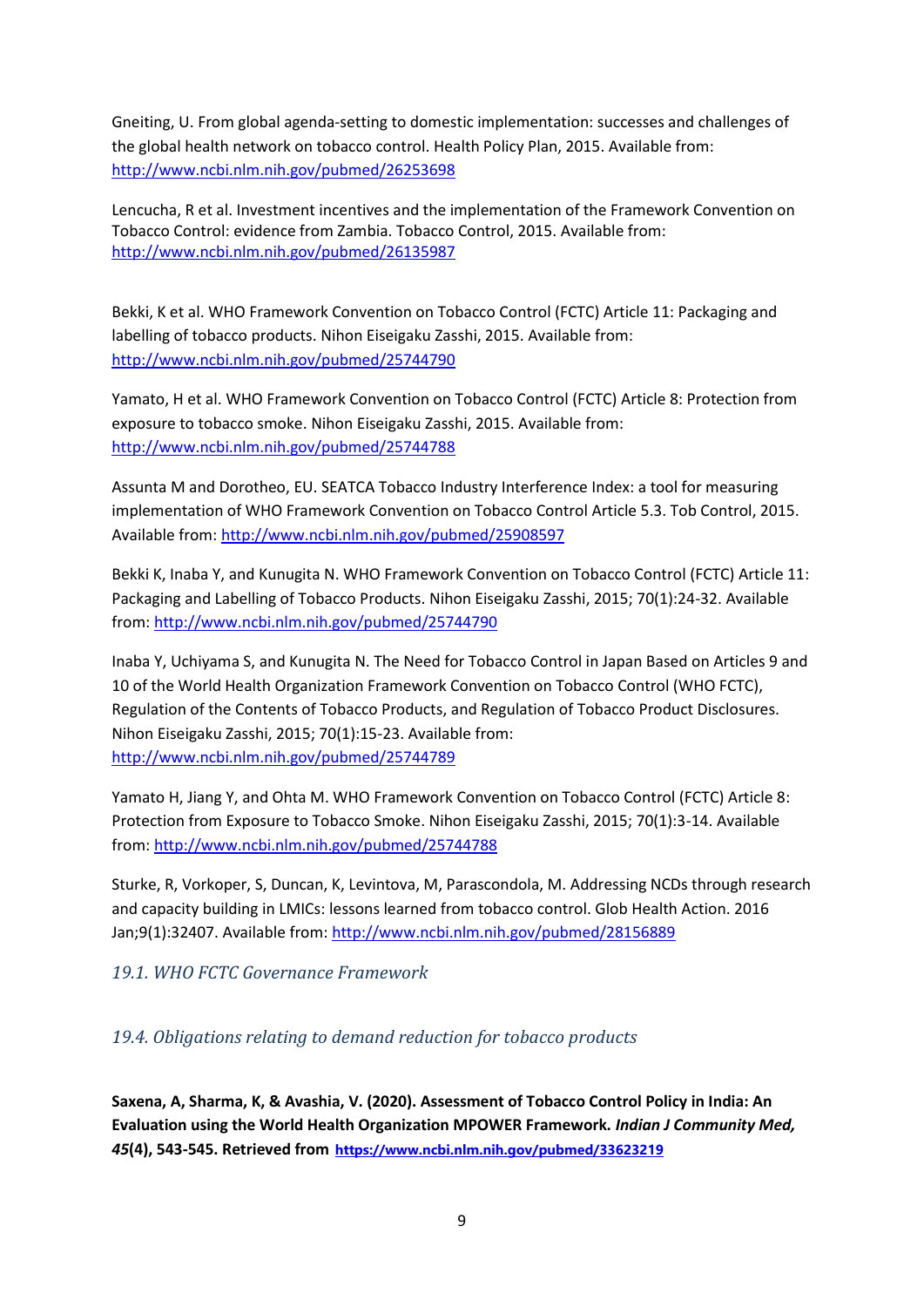Gneiting, U. From global agenda-setting to domestic implementation: successes and challenges of the global health network on tobacco control. Health Policy Plan, 2015. Available from: http://www.ncbi.nlm.nih.gov/pubmed/26253698

Lencucha, R et al. Investment incentives and the implementation of the Framework Convention on Tobacco Control: evidence from Zambia. Tobacco Control, 2015. Available from: http://www.ncbi.nlm.nih.gov/pubmed/26135987

Bekki, K et al. WHO Framework Convention on Tobacco Control (FCTC) Article 11: Packaging and labelling of tobacco products. Nihon Eiseigaku Zasshi, 2015. Available from: http://www.ncbi.nlm.nih.gov/pubmed/25744790

Yamato, H et al. WHO Framework Convention on Tobacco Control (FCTC) Article 8: Protection from exposure to tobacco smoke. Nihon Eiseigaku Zasshi, 2015. Available from: http://www.ncbi.nlm.nih.gov/pubmed/25744788

Assunta M and Dorotheo, EU. SEATCA Tobacco Industry Interference Index: a tool for measuring implementation of WHO Framework Convention on Tobacco Control Article 5.3. Tob Control, 2015. Available from: http://www.ncbi.nlm.nih.gov/pubmed/25908597

Bekki K, Inaba Y, and Kunugita N. WHO Framework Convention on Tobacco Control (FCTC) Article 11: Packaging and Labelling of Tobacco Products. Nihon Eiseigaku Zasshi, 2015; 70(1):24-32. Available from: http://www.ncbi.nlm.nih.gov/pubmed/25744790

Inaba Y, Uchiyama S, and Kunugita N. The Need for Tobacco Control in Japan Based on Articles 9 and 10 of the World Health Organization Framework Convention on Tobacco Control (WHO FCTC), Regulation of the Contents of Tobacco Products, and Regulation of Tobacco Product Disclosures. Nihon Eiseigaku Zasshi, 2015; 70(1):15-23. Available from: http://www.ncbi.nlm.nih.gov/pubmed/25744789

Yamato H, Jiang Y, and Ohta M. WHO Framework Convention on Tobacco Control (FCTC) Article 8: Protection from Exposure to Tobacco Smoke. Nihon Eiseigaku Zasshi, 2015; 70(1):3-14. Available from: http://www.ncbi.nlm.nih.gov/pubmed/25744788

Sturke, R, Vorkoper, S, Duncan, K, Levintova, M, Parascondola, M. Addressing NCDs through research and capacity building in LMICs: lessons learned from tobacco control. Glob Health Action. 2016 Jan;9(1):32407. Available from: http://www.ncbi.nlm.nih.gov/pubmed/28156889

### *19.1. WHO FCTC Governance Framework*

### *19.4. Obligations relating to demand reduction for tobacco products*

**Saxena, A, Sharma, K, & Avashia, V. (2020). Assessment of Tobacco Control Policy in India: An Evaluation using the World Health Organization MPOWER Framework. *Indian J Community Med, 45*(4), 543-545. Retrieved from https://www.ncbi.nlm.nih.gov/pubmed/33623219**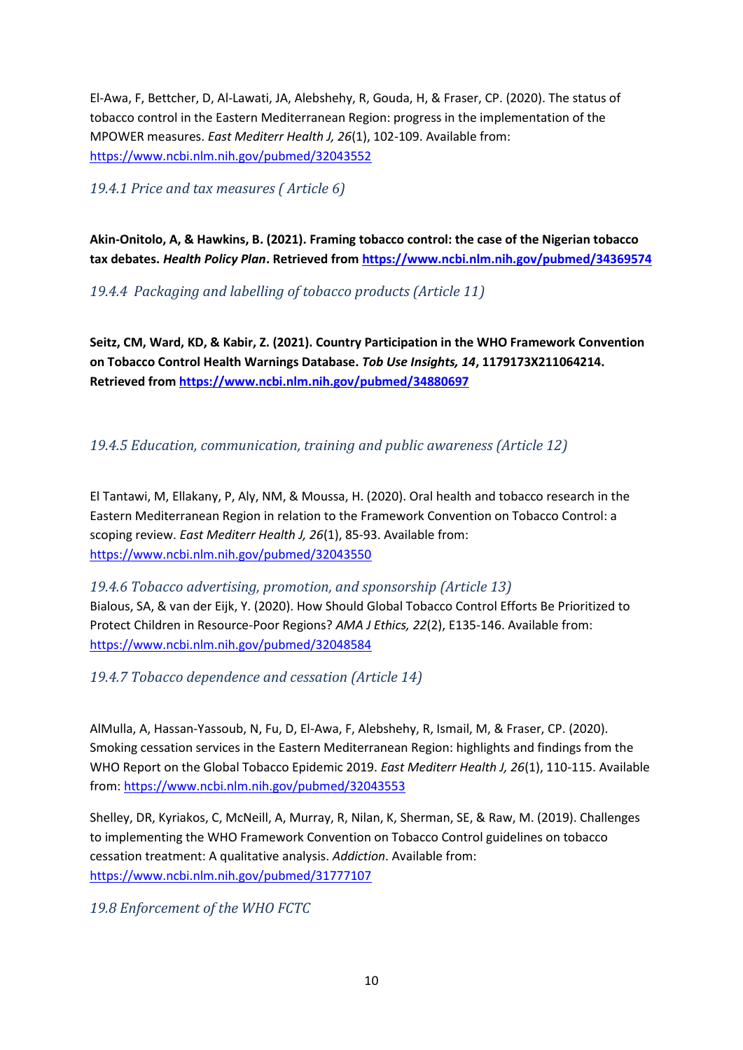El-Awa, F, Bettcher, D, Al-Lawati, JA, Alebshehy, R, Gouda, H, & Fraser, CP. (2020). The status of tobacco control in the Eastern Mediterranean Region: progress in the implementation of the MPOWER measures. *East Mediterr Health J, 26*(1), 102-109. Available from: https://www.ncbi.nlm.nih.gov/pubmed/32043552

### *19.4.1 Price and tax measures ( Article 6)*

**Akin-Onitolo, A, & Hawkins, B. (2021). Framing tobacco control: the case of the Nigerian tobacco tax debates. *Health Policy Plan*. Retrieved from https://www.ncbi.nlm.nih.gov/pubmed/34369574**

### *19.4.4 Packaging and labelling of tobacco products (Article 11)*

**Seitz, CM, Ward, KD, & Kabir, Z. (2021). Country Participation in the WHO Framework Convention on Tobacco Control Health Warnings Database. *Tob Use Insights, 14*, 1179173X211064214. Retrieved from https://www.ncbi.nlm.nih.gov/pubmed/34880697**

### *19.4.5 Education, communication, training and public awareness (Article 12)*

El Tantawi, M, Ellakany, P, Aly, NM, & Moussa, H. (2020). Oral health and tobacco research in the Eastern Mediterranean Region in relation to the Framework Convention on Tobacco Control: a scoping review. *East Mediterr Health J, 26*(1), 85-93. Available from: https://www.ncbi.nlm.nih.gov/pubmed/32043550

### *19.4.6 Tobacco advertising, promotion, and sponsorship (Article 13)*

Bialous, SA, & van der Eijk, Y. (2020). How Should Global Tobacco Control Efforts Be Prioritized to Protect Children in Resource-Poor Regions? *AMA J Ethics, 22*(2), E135-146. Available from: https://www.ncbi.nlm.nih.gov/pubmed/32048584

### *19.4.7 Tobacco dependence and cessation (Article 14)*

AlMulla, A, Hassan-Yassoub, N, Fu, D, El-Awa, F, Alebshehy, R, Ismail, M, & Fraser, CP. (2020). Smoking cessation services in the Eastern Mediterranean Region: highlights and findings from the WHO Report on the Global Tobacco Epidemic 2019. *East Mediterr Health J, 26*(1), 110-115. Available from: https://www.ncbi.nlm.nih.gov/pubmed/32043553

Shelley, DR, Kyriakos, C, McNeill, A, Murray, R, Nilan, K, Sherman, SE, & Raw, M. (2019). Challenges to implementing the WHO Framework Convention on Tobacco Control guidelines on tobacco cessation treatment: A qualitative analysis. *Addiction*. Available from: https://www.ncbi.nlm.nih.gov/pubmed/31777107

### *19.8 Enforcement of the WHO FCTC*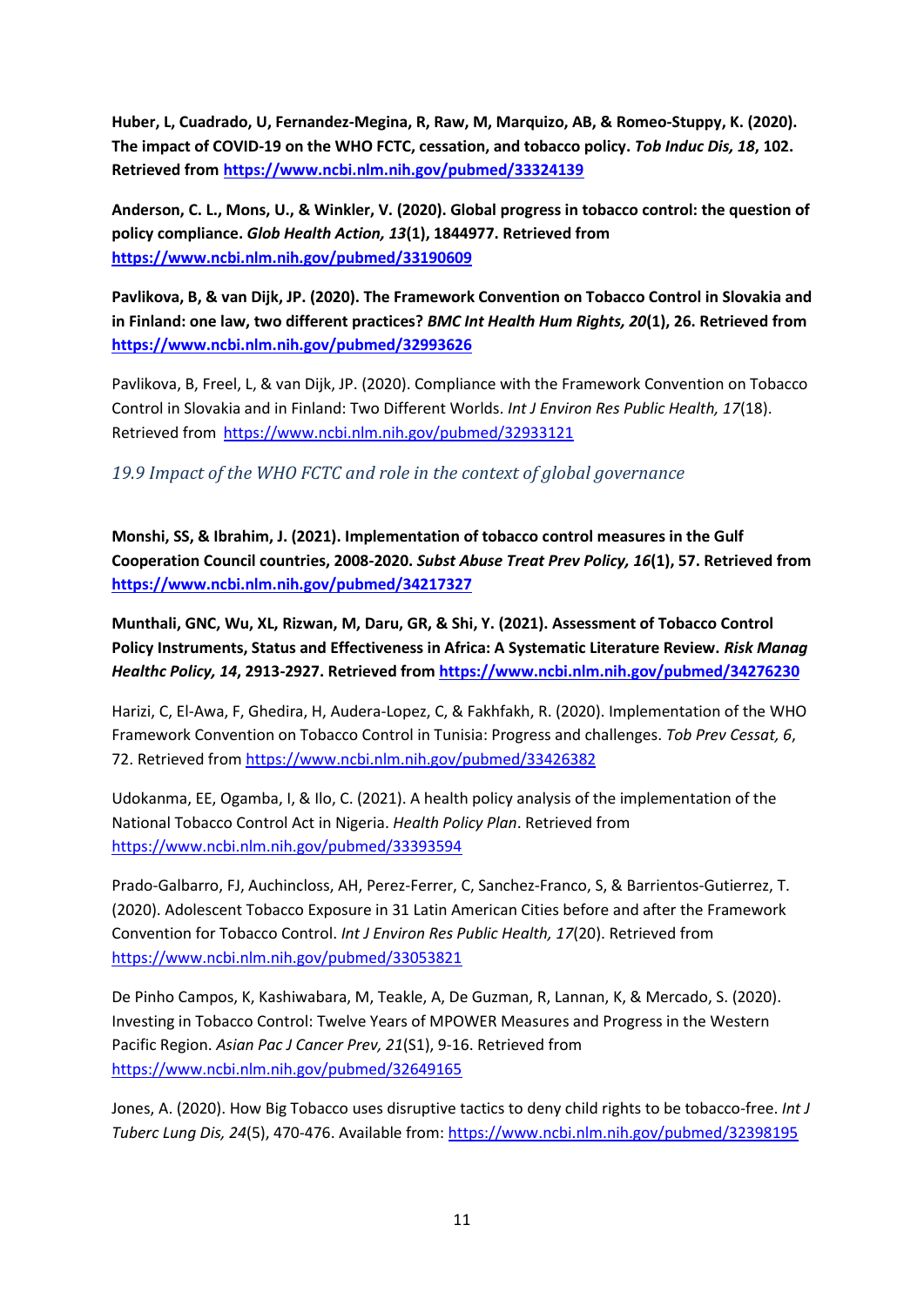**Huber, L, Cuadrado, U, Fernandez-Megina, R, Raw, M, Marquizo, AB, & Romeo-Stuppy, K. (2020). The impact of COVID-19 on the WHO FCTC, cessation, and tobacco policy. *Tob Induc Dis, 18*, 102. Retrieved from https://www.ncbi.nlm.nih.gov/pubmed/33324139**

**Anderson, C. L., Mons, U., & Winkler, V. (2020). Global progress in tobacco control: the question of policy compliance. *Glob Health Action, 13*(1), 1844977. Retrieved from https://www.ncbi.nlm.nih.gov/pubmed/33190609**

**Pavlikova, B, & van Dijk, JP. (2020). The Framework Convention on Tobacco Control in Slovakia and in Finland: one law, two different practices? *BMC Int Health Hum Rights, 20*(1), 26. Retrieved from https://www.ncbi.nlm.nih.gov/pubmed/32993626**

Pavlikova, B, Freel, L, & van Dijk, JP. (2020). Compliance with the Framework Convention on Tobacco Control in Slovakia and in Finland: Two Different Worlds. *Int J Environ Res Public Health, 17*(18). Retrieved from https://www.ncbi.nlm.nih.gov/pubmed/32933121

### *19.9 Impact of the WHO FCTC and role in the context of global governance*

**Monshi, SS, & Ibrahim, J. (2021). Implementation of tobacco control measures in the Gulf Cooperation Council countries, 2008-2020. *Subst Abuse Treat Prev Policy, 16*(1), 57. Retrieved from https://www.ncbi.nlm.nih.gov/pubmed/34217327**

**Munthali, GNC, Wu, XL, Rizwan, M, Daru, GR, & Shi, Y. (2021). Assessment of Tobacco Control Policy Instruments, Status and Effectiveness in Africa: A Systematic Literature Review. *Risk Manag Healthc Policy, 14*, 2913-2927. Retrieved from https://www.ncbi.nlm.nih.gov/pubmed/34276230**

Harizi, C, El-Awa, F, Ghedira, H, Audera-Lopez, C, & Fakhfakh, R. (2020). Implementation of the WHO Framework Convention on Tobacco Control in Tunisia: Progress and challenges. *Tob Prev Cessat, 6*, 72. Retrieved from https://www.ncbi.nlm.nih.gov/pubmed/33426382

Udokanma, EE, Ogamba, I, & Ilo, C. (2021). A health policy analysis of the implementation of the National Tobacco Control Act in Nigeria. *Health Policy Plan*. Retrieved from https://www.ncbi.nlm.nih.gov/pubmed/33393594

Prado-Galbarro, FJ, Auchincloss, AH, Perez-Ferrer, C, Sanchez-Franco, S, & Barrientos-Gutierrez, T. (2020). Adolescent Tobacco Exposure in 31 Latin American Cities before and after the Framework Convention for Tobacco Control. *Int J Environ Res Public Health, 17*(20). Retrieved from https://www.ncbi.nlm.nih.gov/pubmed/33053821

De Pinho Campos, K, Kashiwabara, M, Teakle, A, De Guzman, R, Lannan, K, & Mercado, S. (2020). Investing in Tobacco Control: Twelve Years of MPOWER Measures and Progress in the Western Pacific Region. *Asian Pac J Cancer Prev, 21*(S1), 9-16. Retrieved from https://www.ncbi.nlm.nih.gov/pubmed/32649165

Jones, A. (2020). How Big Tobacco uses disruptive tactics to deny child rights to be tobacco-free. *Int J Tuberc Lung Dis, 24*(5), 470-476. Available from: https://www.ncbi.nlm.nih.gov/pubmed/32398195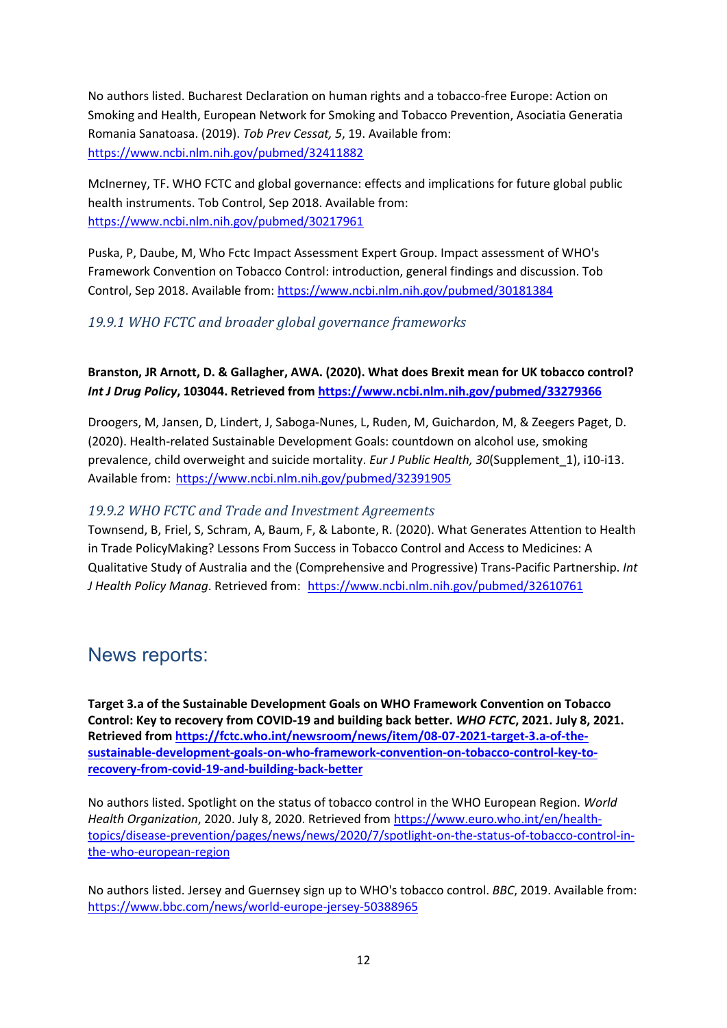No authors listed. Bucharest Declaration on human rights and a tobacco-free Europe: Action on Smoking and Health, European Network for Smoking and Tobacco Prevention, Asociatia Generatia Romania Sanatoasa. (2019). *Tob Prev Cessat, 5*, 19. Available from: https://www.ncbi.nlm.nih.gov/pubmed/32411882

McInerney, TF. WHO FCTC and global governance: effects and implications for future global public health instruments. Tob Control, Sep 2018. Available from: https://www.ncbi.nlm.nih.gov/pubmed/30217961

Puska, P, Daube, M, Who Fctc Impact Assessment Expert Group. Impact assessment of WHO's Framework Convention on Tobacco Control: introduction, general findings and discussion. Tob Control, Sep 2018. Available from: https://www.ncbi.nlm.nih.gov/pubmed/30181384

### 19.9.1 WHO FCTC and broader global governance frameworks

**Branston, JR Arnott, D. & Gallagher, AWA. (2020). What does Brexit mean for UK tobacco control? *Int J Drug Policy*, 103044. Retrieved from https://www.ncbi.nlm.nih.gov/pubmed/33279366**

Droogers, M, Jansen, D, Lindert, J, Saboga-Nunes, L, Ruden, M, Guichardon, M, & Zeegers Paget, D. (2020). Health-related Sustainable Development Goals: countdown on alcohol use, smoking prevalence, child overweight and suicide mortality. *Eur J Public Health, 30*(Supplement_1), i10-i13. Available from: https://www.ncbi.nlm.nih.gov/pubmed/32391905

### 19.9.2 WHO FCTC and Trade and Investment Agreements

Townsend, B, Friel, S, Schram, A, Baum, F, & Labonte, R. (2020). What Generates Attention to Health in Trade PolicyMaking? Lessons From Success in Tobacco Control and Access to Medicines: A Qualitative Study of Australia and the (Comprehensive and Progressive) Trans-Pacific Partnership. *Int J Health Policy Manag*. Retrieved from: https://www.ncbi.nlm.nih.gov/pubmed/32610761

## News reports:

**Target 3.a of the Sustainable Development Goals on WHO Framework Convention on Tobacco Control: Key to recovery from COVID-19 and building back better. *WHO FCTC*, 2021. July 8, 2021. Retrieved from https://fctc.who.int/newsroom/news/item/08-07-2021-target-3.a-of-the-sustainable-development-goals-on-who-framework-convention-on-tobacco-control-key-to-recovery-from-covid-19-and-building-back-better**

No authors listed. Spotlight on the status of tobacco control in the WHO European Region. *World Health Organization*, 2020. July 8, 2020. Retrieved from https://www.euro.who.int/en/health-topics/disease-prevention/pages/news/news/2020/7/spotlight-on-the-status-of-tobacco-control-in-the-who-european-region

No authors listed. Jersey and Guernsey sign up to WHO's tobacco control. *BBC*, 2019. Available from: https://www.bbc.com/news/world-europe-jersey-50388965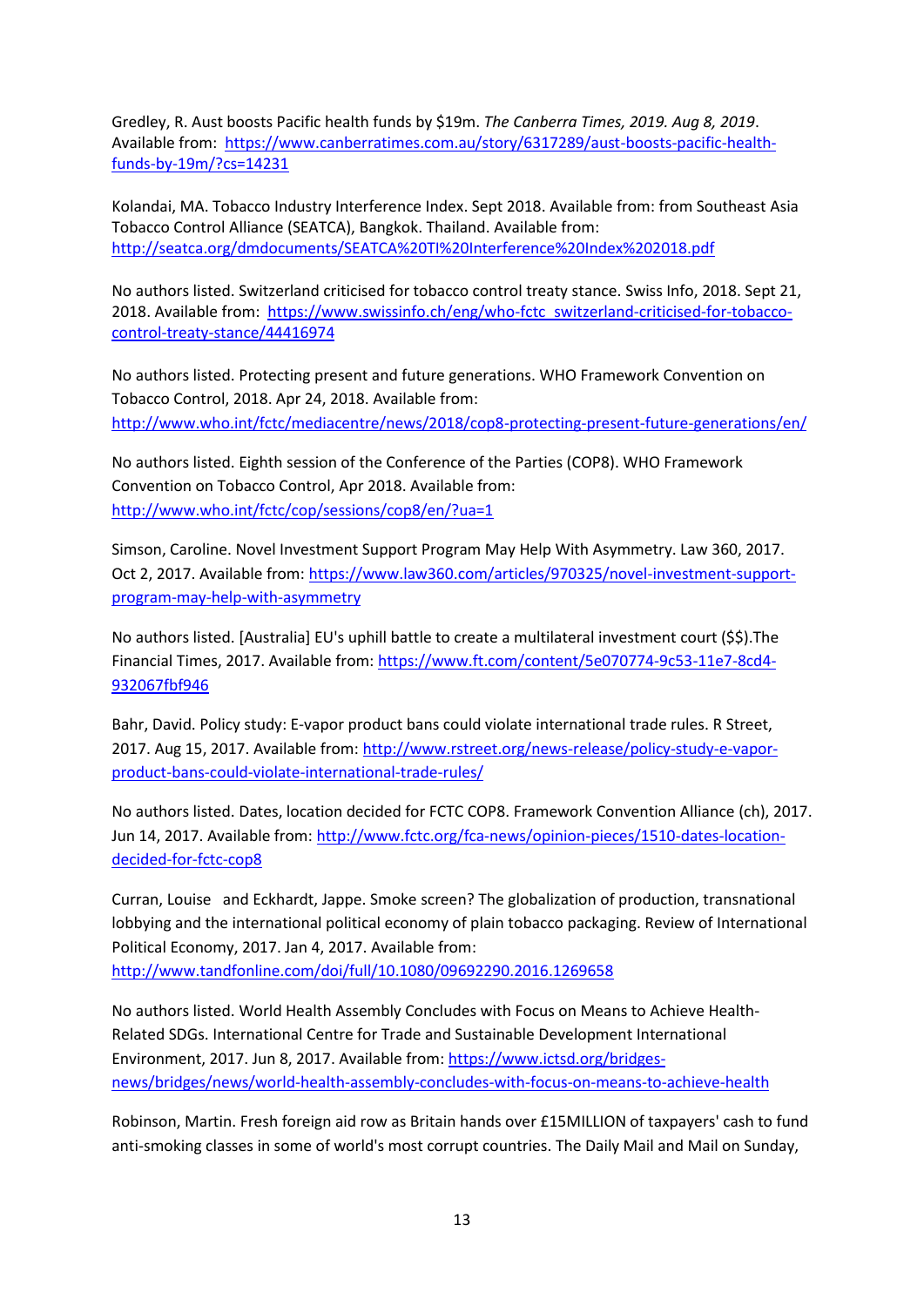Gredley, R. Aust boosts Pacific health funds by $19m. *The Canberra Times, 2019. Aug 8, 2019*. Available from: https://www.canberratimes.com.au/story/6317289/aust-boosts-pacific-health-funds-by-19m/?cs=14231

Kolandai, MA. Tobacco Industry Interference Index. Sept 2018. Available from: from Southeast Asia Tobacco Control Alliance (SEATCA), Bangkok. Thailand. Available from: http://seatca.org/dmdocuments/SEATCA%20TI%20Interference%20Index%202018.pdf

No authors listed. Switzerland criticised for tobacco control treaty stance. Swiss Info, 2018. Sept 21, 2018. Available from: https://www.swissinfo.ch/eng/who-fctc_switzerland-criticised-for-tobacco-control-treaty-stance/44416974

No authors listed. Protecting present and future generations. WHO Framework Convention on Tobacco Control, 2018. Apr 24, 2018. Available from: http://www.who.int/fctc/mediacentre/news/2018/cop8-protecting-present-future-generations/en/

No authors listed. Eighth session of the Conference of the Parties (COP8). WHO Framework Convention on Tobacco Control, Apr 2018. Available from: http://www.who.int/fctc/cop/sessions/cop8/en/?ua=1

Simson, Caroline. Novel Investment Support Program May Help With Asymmetry. Law 360, 2017. Oct 2, 2017. Available from: https://www.law360.com/articles/970325/novel-investment-support-program-may-help-with-asymmetry

No authors listed. [Australia] EU's uphill battle to create a multilateral investment court ($$).The Financial Times, 2017. Available from: https://www.ft.com/content/5e070774-9c53-11e7-8cd4-932067fbf946

Bahr, David. Policy study: E-vapor product bans could violate international trade rules. R Street, 2017. Aug 15, 2017. Available from: http://www.rstreet.org/news-release/policy-study-e-vapor-product-bans-could-violate-international-trade-rules/

No authors listed. Dates, location decided for FCTC COP8. Framework Convention Alliance (ch), 2017. Jun 14, 2017. Available from: http://www.fctc.org/fca-news/opinion-pieces/1510-dates-location-decided-for-fctc-cop8

Curran, Louise and Eckhardt, Jappe. Smoke screen? The globalization of production, transnational lobbying and the international political economy of plain tobacco packaging. Review of International Political Economy, 2017. Jan 4, 2017. Available from: http://www.tandfonline.com/doi/full/10.1080/09692290.2016.1269658

No authors listed. World Health Assembly Concludes with Focus on Means to Achieve Health-Related SDGs. International Centre for Trade and Sustainable Development International Environment, 2017. Jun 8, 2017. Available from: https://www.ictsd.org/bridges-news/bridges/news/world-health-assembly-concludes-with-focus-on-means-to-achieve-health

Robinson, Martin. Fresh foreign aid row as Britain hands over £15MILLION of taxpayers' cash to fund anti-smoking classes in some of world's most corrupt countries. The Daily Mail and Mail on Sunday,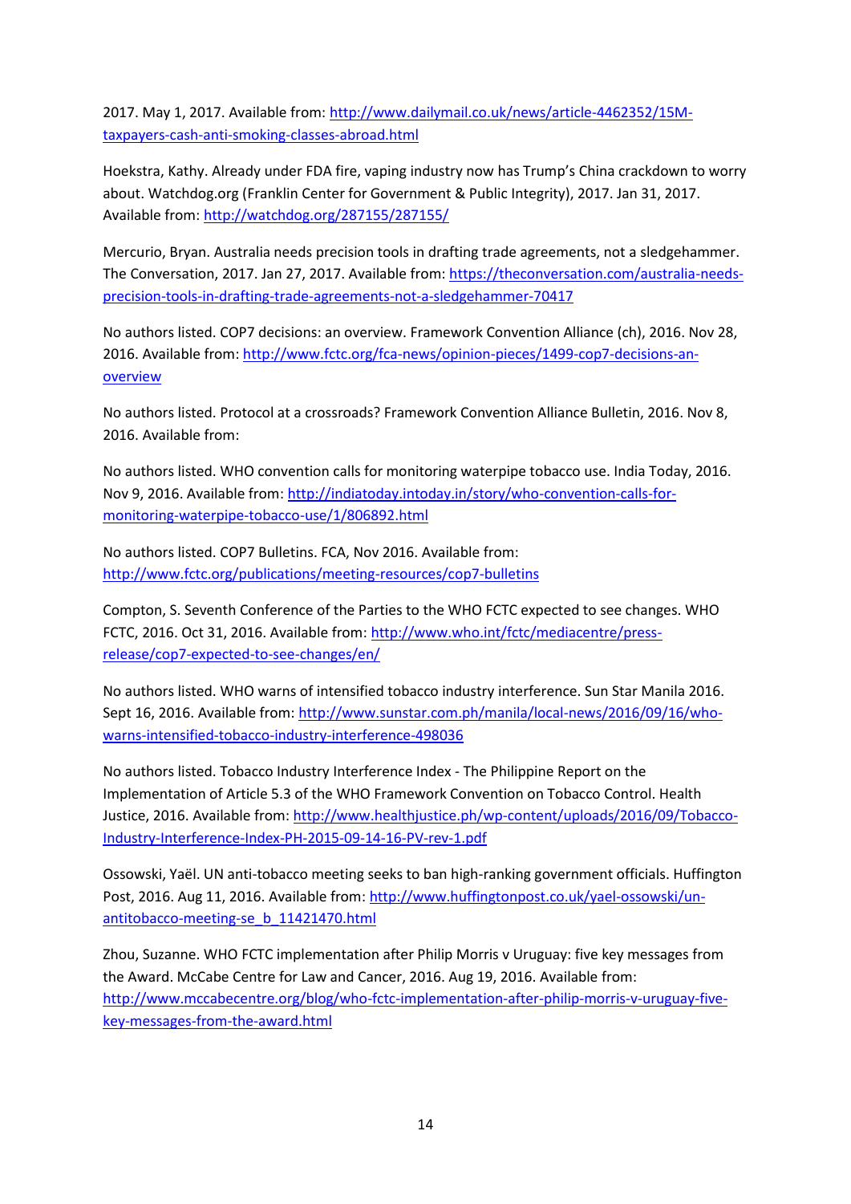2017. May 1, 2017. Available from: [http://www.dailymail.co.uk/news/article-4462352/15M-taxpayers-cash-anti-smoking-classes-abroad.html](http://www.dailymail.co.uk/news/article-4462352/15M-taxpayers-cash-anti-smoking-classes-abroad.html)

Hoekstra, Kathy. Already under FDA fire, vaping industry now has Trump's China crackdown to worry about. Watchdog.org (Franklin Center for Government & Public Integrity), 2017. Jan 31, 2017. Available from: [http://watchdog.org/287155/287155/](http://watchdog.org/287155/287155/)

Mercurio, Bryan. Australia needs precision tools in drafting trade agreements, not a sledgehammer. The Conversation, 2017. Jan 27, 2017. Available from: [https://theconversation.com/australia-needs-precision-tools-in-drafting-trade-agreements-not-a-sledgehammer-70417](https://theconversation.com/australia-needs-precision-tools-in-drafting-trade-agreements-not-a-sledgehammer-70417)

No authors listed. COP7 decisions: an overview. Framework Convention Alliance (ch), 2016. Nov 28, 2016. Available from: [http://www.fctc.org/fca-news/opinion-pieces/1499-cop7-decisions-an-overview](http://www.fctc.org/fca-news/opinion-pieces/1499-cop7-decisions-an-overview)

No authors listed. Protocol at a crossroads? Framework Convention Alliance Bulletin, 2016. Nov 8, 2016. Available from:

No authors listed. WHO convention calls for monitoring waterpipe tobacco use. India Today, 2016. Nov 9, 2016. Available from: [http://indiatoday.intoday.in/story/who-convention-calls-for-monitoring-waterpipe-tobacco-use/1/806892.html](http://indiatoday.intoday.in/story/who-convention-calls-for-monitoring-waterpipe-tobacco-use/1/806892.html)

No authors listed. COP7 Bulletins. FCA, Nov 2016. Available from: [http://www.fctc.org/publications/meeting-resources/cop7-bulletins](http://www.fctc.org/publications/meeting-resources/cop7-bulletins)

Compton, S. Seventh Conference of the Parties to the WHO FCTC expected to see changes. WHO FCTC, 2016. Oct 31, 2016. Available from: [http://www.who.int/fctc/mediacentre/press-release/cop7-expected-to-see-changes/en/](http://www.who.int/fctc/mediacentre/press-release/cop7-expected-to-see-changes/en/)

No authors listed. WHO warns of intensified tobacco industry interference. Sun Star Manila 2016. Sept 16, 2016. Available from: [http://www.sunstar.com.ph/manila/local-news/2016/09/16/who-warns-intensified-tobacco-industry-interference-498036](http://www.sunstar.com.ph/manila/local-news/2016/09/16/who-warns-intensified-tobacco-industry-interference-498036)

No authors listed. Tobacco Industry Interference Index - The Philippine Report on the Implementation of Article 5.3 of the WHO Framework Convention on Tobacco Control. Health Justice, 2016. Available from: [http://www.healthjustice.ph/wp-content/uploads/2016/09/Tobacco-Industry-Interference-Index-PH-2015-09-14-16-PV-rev-1.pdf](http://www.healthjustice.ph/wp-content/uploads/2016/09/Tobacco-Industry-Interference-Index-PH-2015-09-14-16-PV-rev-1.pdf)

Ossowski, Yaël. UN anti-tobacco meeting seeks to ban high-ranking government officials. Huffington Post, 2016. Aug 11, 2016. Available from: [http://www.huffingtonpost.co.uk/yael-ossowski/un-antitobacco-meeting-se_b_11421470.html](http://www.huffingtonpost.co.uk/yael-ossowski/un-antitobacco-meeting-se_b_11421470.html)

Zhou, Suzanne. WHO FCTC implementation after Philip Morris v Uruguay: five key messages from the Award. McCabe Centre for Law and Cancer, 2016. Aug 19, 2016. Available from: [http://www.mccabecentre.org/blog/who-fctc-implementation-after-philip-morris-v-uruguay-five-key-messages-from-the-award.html](http://www.mccabecentre.org/blog/who-fctc-implementation-after-philip-morris-v-uruguay-five-key-messages-from-the-award.html)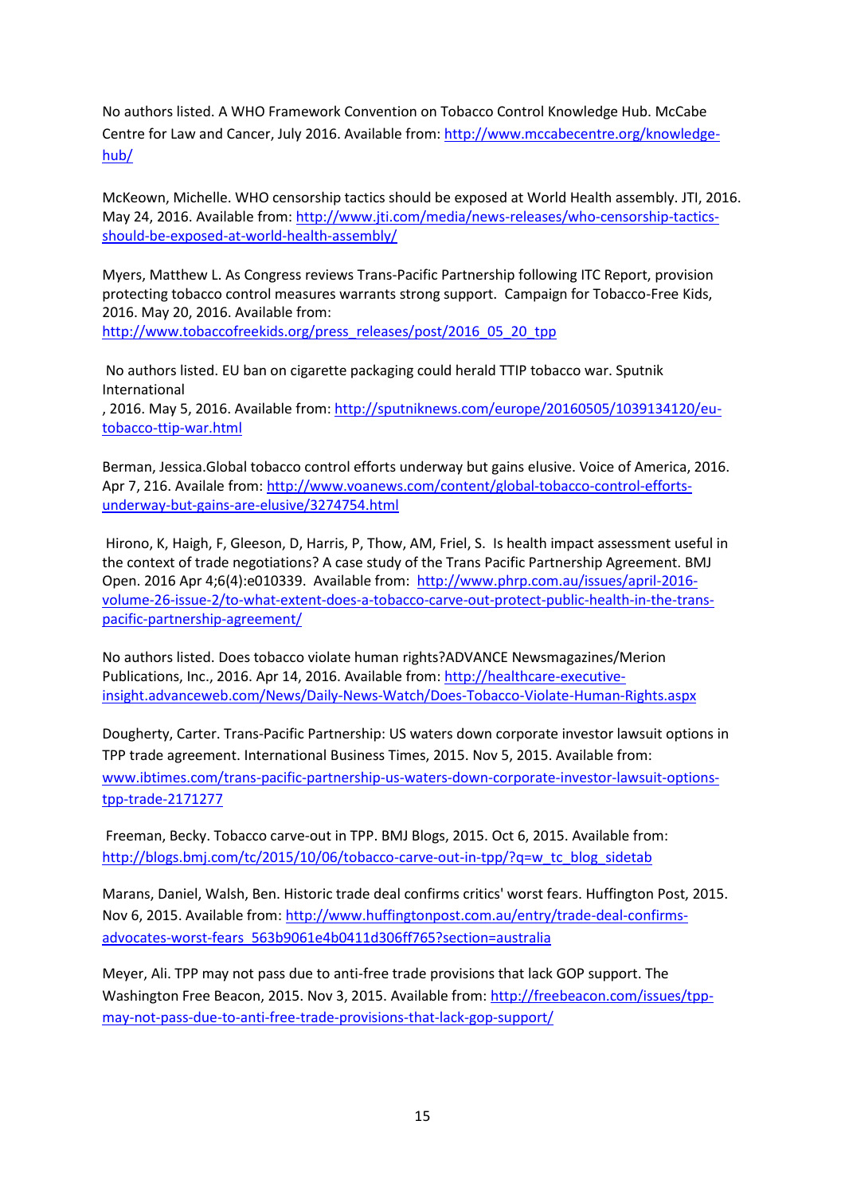No authors listed. A WHO Framework Convention on Tobacco Control Knowledge Hub. McCabe Centre for Law and Cancer, July 2016. Available from: http://www.mccabecentre.org/knowledge-hub/

McKeown, Michelle. WHO censorship tactics should be exposed at World Health assembly. JTI, 2016. May 24, 2016. Available from: http://www.jti.com/media/news-releases/who-censorship-tactics-should-be-exposed-at-world-health-assembly/

Myers, Matthew L. As Congress reviews Trans-Pacific Partnership following ITC Report, provision protecting tobacco control measures warrants strong support. Campaign for Tobacco-Free Kids, 2016. May 20, 2016. Available from: http://www.tobaccofreekids.org/press_releases/post/2016_05_20_tpp

No authors listed. EU ban on cigarette packaging could herald TTIP tobacco war. Sputnik International
, 2016. May 5, 2016. Available from: http://sputniknews.com/europe/20160505/1039134120/eu-tobacco-ttip-war.html

Berman, Jessica.Global tobacco control efforts underway but gains elusive. Voice of America, 2016. Apr 7, 216. Availale from: http://www.voanews.com/content/global-tobacco-control-efforts-underway-but-gains-are-elusive/3274754.html

Hirono, K, Haigh, F, Gleeson, D, Harris, P, Thow, AM, Friel, S. Is health impact assessment useful in the context of trade negotiations? A case study of the Trans Pacific Partnership Agreement. BMJ Open. 2016 Apr 4;6(4):e010339. Available from: http://www.phrp.com.au/issues/april-2016-volume-26-issue-2/to-what-extent-does-a-tobacco-carve-out-protect-public-health-in-the-trans-pacific-partnership-agreement/

No authors listed. Does tobacco violate human rights?ADVANCE Newsmagazines/Merion Publications, Inc., 2016. Apr 14, 2016. Available from: http://healthcare-executive-insight.advanceweb.com/News/Daily-News-Watch/Does-Tobacco-Violate-Human-Rights.aspx

Dougherty, Carter. Trans-Pacific Partnership: US waters down corporate investor lawsuit options in TPP trade agreement. International Business Times, 2015. Nov 5, 2015. Available from: www.ibtimes.com/trans-pacific-partnership-us-waters-down-corporate-investor-lawsuit-options-tpp-trade-2171277

Freeman, Becky. Tobacco carve-out in TPP. BMJ Blogs, 2015. Oct 6, 2015. Available from: http://blogs.bmj.com/tc/2015/10/06/tobacco-carve-out-in-tpp/?q=w_tc_blog_sidetab

Marans, Daniel, Walsh, Ben. Historic trade deal confirms critics' worst fears. Huffington Post, 2015. Nov 6, 2015. Available from: http://www.huffingtonpost.com.au/entry/trade-deal-confirms-advocates-worst-fears_563b9061e4b0411d306ff765?section=australia

Meyer, Ali. TPP may not pass due to anti-free trade provisions that lack GOP support. The Washington Free Beacon, 2015. Nov 3, 2015. Available from: http://freebeacon.com/issues/tpp-may-not-pass-due-to-anti-free-trade-provisions-that-lack-gop-support/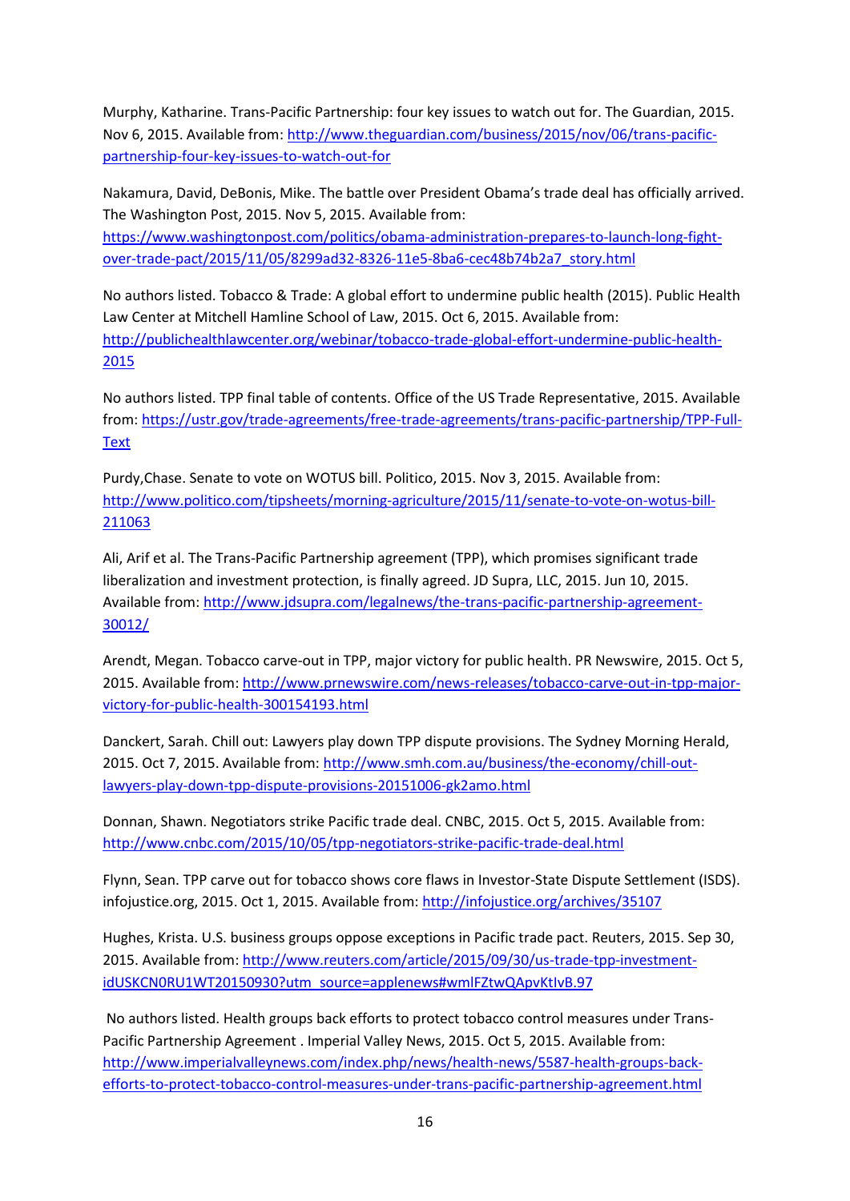Murphy, Katharine. Trans-Pacific Partnership: four key issues to watch out for. The Guardian, 2015. Nov 6, 2015. Available from: http://www.theguardian.com/business/2015/nov/06/trans-pacific-partnership-four-key-issues-to-watch-out-for

Nakamura, David, DeBonis, Mike. The battle over President Obama's trade deal has officially arrived. The Washington Post, 2015. Nov 5, 2015. Available from: https://www.washingtonpost.com/politics/obama-administration-prepares-to-launch-long-fight-over-trade-pact/2015/11/05/8299ad32-8326-11e5-8ba6-cec48b74b2a7_story.html

No authors listed. Tobacco & Trade: A global effort to undermine public health (2015). Public Health Law Center at Mitchell Hamline School of Law, 2015. Oct 6, 2015. Available from: http://publichealthlawcenter.org/webinar/tobacco-trade-global-effort-undermine-public-health-2015

No authors listed. TPP final table of contents. Office of the US Trade Representative, 2015. Available from: https://ustr.gov/trade-agreements/free-trade-agreements/trans-pacific-partnership/TPP-Full-Text

Purdy,Chase. Senate to vote on WOTUS bill. Politico, 2015. Nov 3, 2015. Available from: http://www.politico.com/tipsheets/morning-agriculture/2015/11/senate-to-vote-on-wotus-bill-211063

Ali, Arif et al. The Trans-Pacific Partnership agreement (TPP), which promises significant trade liberalization and investment protection, is finally agreed. JD Supra, LLC, 2015. Jun 10, 2015. Available from: http://www.jdsupra.com/legalnews/the-trans-pacific-partnership-agreement-30012/

Arendt, Megan. Tobacco carve-out in TPP, major victory for public health. PR Newswire, 2015. Oct 5, 2015. Available from: http://www.prnewswire.com/news-releases/tobacco-carve-out-in-tpp-major-victory-for-public-health-300154193.html

Danckert, Sarah. Chill out: Lawyers play down TPP dispute provisions. The Sydney Morning Herald, 2015. Oct 7, 2015. Available from: http://www.smh.com.au/business/the-economy/chill-out-lawyers-play-down-tpp-dispute-provisions-20151006-gk2amo.html

Donnan, Shawn. Negotiators strike Pacific trade deal. CNBC, 2015. Oct 5, 2015. Available from: http://www.cnbc.com/2015/10/05/tpp-negotiators-strike-pacific-trade-deal.html

Flynn, Sean. TPP carve out for tobacco shows core flaws in Investor-State Dispute Settlement (ISDS). infojustice.org, 2015. Oct 1, 2015. Available from: http://infojustice.org/archives/35107

Hughes, Krista. U.S. business groups oppose exceptions in Pacific trade pact. Reuters, 2015. Sep 30, 2015. Available from: http://www.reuters.com/article/2015/09/30/us-trade-tpp-investment-idUSKCN0RU1WT20150930?utm_source=applenews#wmlFZtwQApvKtIvB.97

No authors listed. Health groups back efforts to protect tobacco control measures under Trans-Pacific Partnership Agreement . Imperial Valley News, 2015. Oct 5, 2015. Available from: http://www.imperialvalleynews.com/index.php/news/health-news/5587-health-groups-back-efforts-to-protect-tobacco-control-measures-under-trans-pacific-partnership-agreement.html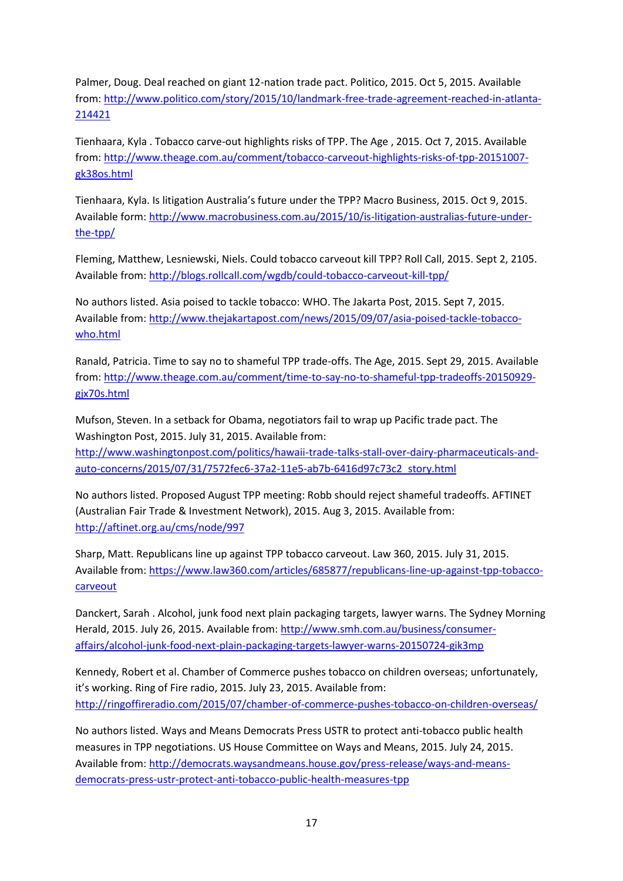Palmer, Doug. Deal reached on giant 12-nation trade pact. Politico, 2015. Oct 5, 2015. Available from: http://www.politico.com/story/2015/10/landmark-free-trade-agreement-reached-in-atlanta-214421

Tienhaara, Kyla . Tobacco carve-out highlights risks of TPP. The Age , 2015. Oct 7, 2015. Available from: http://www.theage.com.au/comment/tobacco-carveout-highlights-risks-of-tpp-20151007-gk38os.html

Tienhaara, Kyla. Is litigation Australia's future under the TPP? Macro Business, 2015. Oct 9, 2015. Available form: http://www.macrobusiness.com.au/2015/10/is-litigation-australias-future-under-the-tpp/

Fleming, Matthew, Lesniewski, Niels. Could tobacco carveout kill TPP? Roll Call, 2015. Sept 2, 2105. Available from: http://blogs.rollcall.com/wgdb/could-tobacco-carveout-kill-tpp/

No authors listed. Asia poised to tackle tobacco: WHO. The Jakarta Post, 2015. Sept 7, 2015. Available from: http://www.thejakartapost.com/news/2015/09/07/asia-poised-tackle-tobacco-who.html

Ranald, Patricia. Time to say no to shameful TPP trade-offs. The Age, 2015. Sept 29, 2015. Available from: http://www.theage.com.au/comment/time-to-say-no-to-shameful-tpp-tradeoffs-20150929-gjx70s.html

Mufson, Steven. In a setback for Obama, negotiators fail to wrap up Pacific trade pact. The Washington Post, 2015. July 31, 2015. Available from: http://www.washingtonpost.com/politics/hawaii-trade-talks-stall-over-dairy-pharmaceuticals-and-auto-concerns/2015/07/31/7572fec6-37a2-11e5-ab7b-6416d97c73c2_story.html

No authors listed. Proposed August TPP meeting: Robb should reject shameful tradeoffs. AFTINET (Australian Fair Trade & Investment Network), 2015. Aug 3, 2015. Available from: http://aftinet.org.au/cms/node/997

Sharp, Matt. Republicans line up against TPP tobacco carveout. Law 360, 2015. July 31, 2015. Available from: https://www.law360.com/articles/685877/republicans-line-up-against-tpp-tobacco-carveout

Danckert, Sarah . Alcohol, junk food next plain packaging targets, lawyer warns. The Sydney Morning Herald, 2015. July 26, 2015. Available from: http://www.smh.com.au/business/consumer-affairs/alcohol-junk-food-next-plain-packaging-targets-lawyer-warns-20150724-gik3mp

Kennedy, Robert et al. Chamber of Commerce pushes tobacco on children overseas; unfortunately, it's working. Ring of Fire radio, 2015. July 23, 2015. Available from: http://ringoffireradio.com/2015/07/chamber-of-commerce-pushes-tobacco-on-children-overseas/

No authors listed. Ways and Means Democrats Press USTR to protect anti-tobacco public health measures in TPP negotiations. US House Committee on Ways and Means, 2015. July 24, 2015. Available from: http://democrats.waysandmeans.house.gov/press-release/ways-and-means-democrats-press-ustr-protect-anti-tobacco-public-health-measures-tpp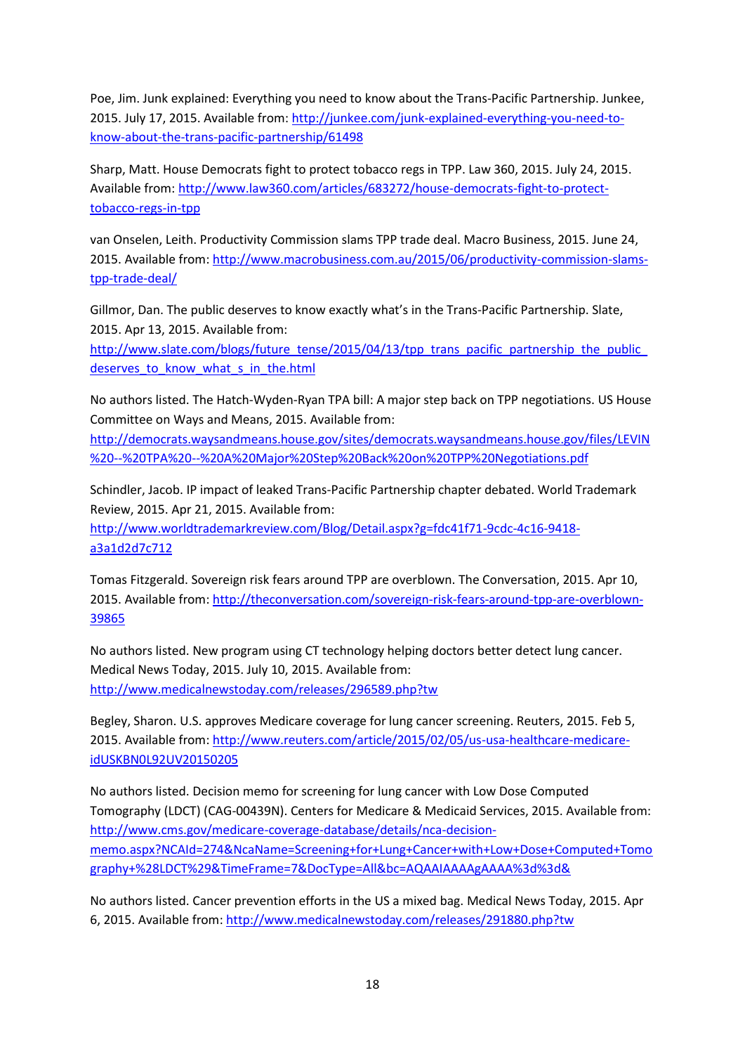Poe, Jim. Junk explained: Everything you need to know about the Trans-Pacific Partnership. Junkee, 2015. July 17, 2015. Available from: http://junkee.com/junk-explained-everything-you-need-to-know-about-the-trans-pacific-partnership/61498

Sharp, Matt. House Democrats fight to protect tobacco regs in TPP. Law 360, 2015. July 24, 2015. Available from: http://www.law360.com/articles/683272/house-democrats-fight-to-protect-tobacco-regs-in-tpp

van Onselen, Leith. Productivity Commission slams TPP trade deal. Macro Business, 2015. June 24, 2015. Available from: http://www.macrobusiness.com.au/2015/06/productivity-commission-slams-tpp-trade-deal/

Gillmor, Dan. The public deserves to know exactly what's in the Trans-Pacific Partnership. Slate, 2015. Apr 13, 2015. Available from: http://www.slate.com/blogs/future_tense/2015/04/13/tpp_trans_pacific_partnership_the_public_deserves_to_know_what_s_in_the.html

No authors listed. The Hatch-Wyden-Ryan TPA bill: A major step back on TPP negotiations. US House Committee on Ways and Means, 2015. Available from: http://democrats.waysandmeans.house.gov/sites/democrats.waysandmeans.house.gov/files/LEVIN%20--%20TPA%20--%20A%20Major%20Step%20Back%20on%20TPP%20Negotiations.pdf

Schindler, Jacob. IP impact of leaked Trans-Pacific Partnership chapter debated. World Trademark Review, 2015. Apr 21, 2015. Available from: http://www.worldtrademarkreview.com/Blog/Detail.aspx?g=fdc41f71-9cdc-4c16-9418-a3a1d2d7c712

Tomas Fitzgerald. Sovereign risk fears around TPP are overblown. The Conversation, 2015. Apr 10, 2015. Available from: http://theconversation.com/sovereign-risk-fears-around-tpp-are-overblown-39865

No authors listed. New program using CT technology helping doctors better detect lung cancer. Medical News Today, 2015. July 10, 2015. Available from: http://www.medicalnewstoday.com/releases/296589.php?tw

Begley, Sharon. U.S. approves Medicare coverage for lung cancer screening. Reuters, 2015. Feb 5, 2015. Available from: http://www.reuters.com/article/2015/02/05/us-usa-healthcare-medicare-idUSKBN0L92UV20150205

No authors listed. Decision memo for screening for lung cancer with Low Dose Computed Tomography (LDCT) (CAG-00439N). Centers for Medicare & Medicaid Services, 2015. Available from: http://www.cms.gov/medicare-coverage-database/details/nca-decision-memo.aspx?NCAId=274&NcaName=Screening+for+Lung+Cancer+with+Low+Dose+Computed+Tomography+%28LDCT%29&TimeFrame=7&DocType=All&bc=AQAAIAAAAgAAAA%3d%3d&

No authors listed. Cancer prevention efforts in the US a mixed bag. Medical News Today, 2015. Apr 6, 2015. Available from: http://www.medicalnewstoday.com/releases/291880.php?tw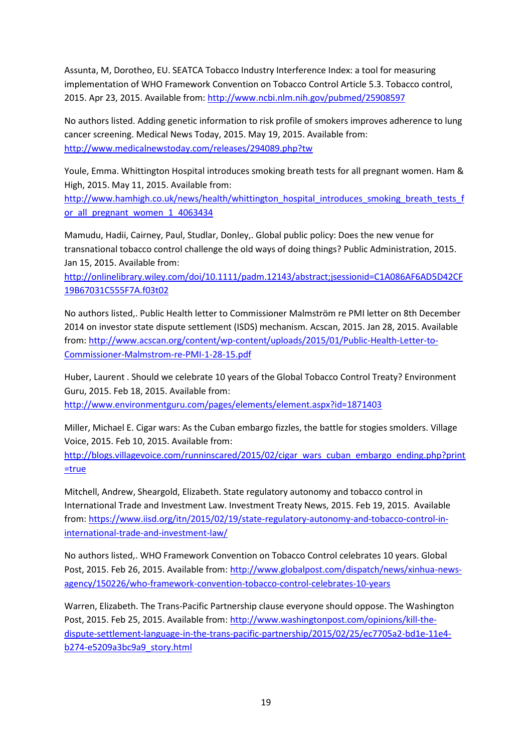Assunta, M, Dorotheo, EU. SEATCA Tobacco Industry Interference Index: a tool for measuring implementation of WHO Framework Convention on Tobacco Control Article 5.3. Tobacco control, 2015. Apr 23, 2015. Available from: http://www.ncbi.nlm.nih.gov/pubmed/25908597

No authors listed. Adding genetic information to risk profile of smokers improves adherence to lung cancer screening. Medical News Today, 2015. May 19, 2015. Available from: http://www.medicalnewstoday.com/releases/294089.php?tw

Youle, Emma. Whittington Hospital introduces smoking breath tests for all pregnant women. Ham & High, 2015. May 11, 2015. Available from: http://www.hamhigh.co.uk/news/health/whittington_hospital_introduces_smoking_breath_tests_for_all_pregnant_women_1_4063434

Mamudu, Hadii, Cairney, Paul, Studlar, Donley,. Global public policy: Does the new venue for transnational tobacco control challenge the old ways of doing things? Public Administration, 2015. Jan 15, 2015. Available from: http://onlinelibrary.wiley.com/doi/10.1111/padm.12143/abstract;jsessionid=C1A086AF6AD5D42CF19B67031C555F7A.f03t02

No authors listed,. Public Health letter to Commissioner Malmström re PMI letter on 8th December 2014 on investor state dispute settlement (ISDS) mechanism. Acscan, 2015. Jan 28, 2015. Available from: http://www.acscan.org/content/wp-content/uploads/2015/01/Public-Health-Letter-to-Commissioner-Malmstrom-re-PMI-1-28-15.pdf

Huber, Laurent . Should we celebrate 10 years of the Global Tobacco Control Treaty? Environment Guru, 2015. Feb 18, 2015. Available from: http://www.environmentguru.com/pages/elements/element.aspx?id=1871403

Miller, Michael E. Cigar wars: As the Cuban embargo fizzles, the battle for stogies smolders. Village Voice, 2015. Feb 10, 2015. Available from: http://blogs.villagevoice.com/runninscared/2015/02/cigar_wars_cuban_embargo_ending.php?print=true

Mitchell, Andrew, Sheargold, Elizabeth. State regulatory autonomy and tobacco control in International Trade and Investment Law. Investment Treaty News, 2015. Feb 19, 2015. Available from: https://www.iisd.org/itn/2015/02/19/state-regulatory-autonomy-and-tobacco-control-in-international-trade-and-investment-law/

No authors listed,. WHO Framework Convention on Tobacco Control celebrates 10 years. Global Post, 2015. Feb 26, 2015. Available from: http://www.globalpost.com/dispatch/news/xinhua-news-agency/150226/who-framework-convention-tobacco-control-celebrates-10-years

Warren, Elizabeth. The Trans-Pacific Partnership clause everyone should oppose. The Washington Post, 2015. Feb 25, 2015. Available from: http://www.washingtonpost.com/opinions/kill-the-dispute-settlement-language-in-the-trans-pacific-partnership/2015/02/25/ec7705a2-bd1e-11e4-b274-e5209a3bc9a9_story.html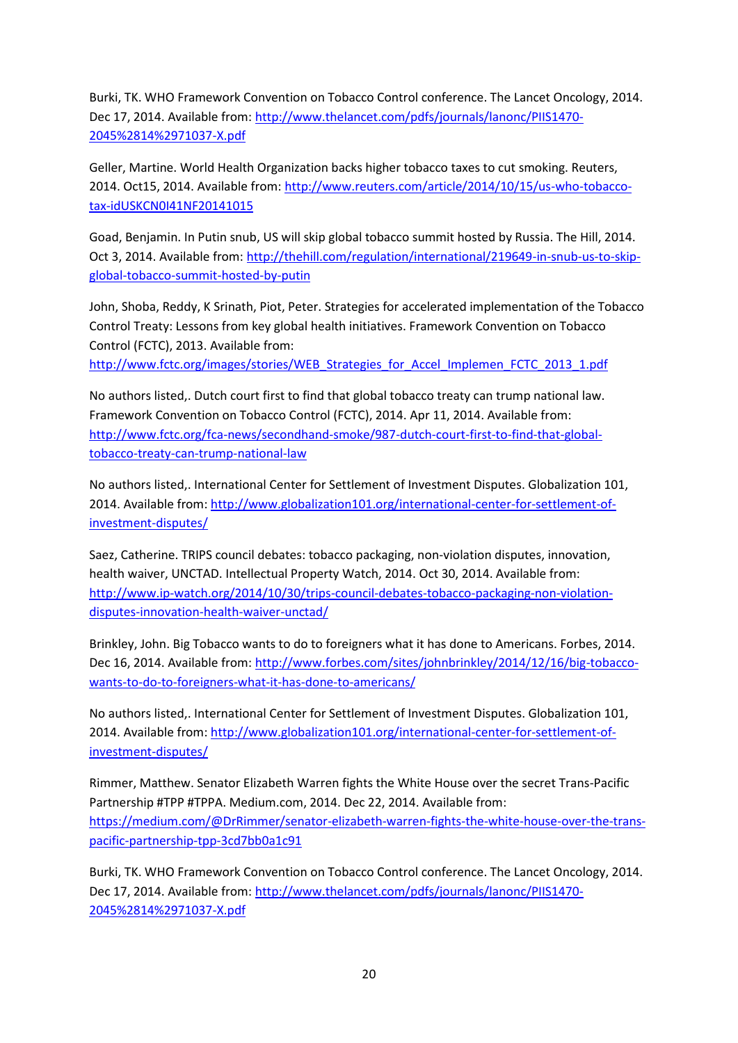Burki, TK. WHO Framework Convention on Tobacco Control conference. The Lancet Oncology, 2014. Dec 17, 2014. Available from: http://www.thelancet.com/pdfs/journals/lanonc/PIIS1470-2045%2814%2971037-X.pdf

Geller, Martine. World Health Organization backs higher tobacco taxes to cut smoking. Reuters, 2014. Oct15, 2014. Available from: http://www.reuters.com/article/2014/10/15/us-who-tobacco-tax-idUSKCN0I41NF20141015

Goad, Benjamin. In Putin snub, US will skip global tobacco summit hosted by Russia. The Hill, 2014. Oct 3, 2014. Available from: http://thehill.com/regulation/international/219649-in-snub-us-to-skip-global-tobacco-summit-hosted-by-putin

John, Shoba, Reddy, K Srinath, Piot, Peter. Strategies for accelerated implementation of the Tobacco Control Treaty: Lessons from key global health initiatives. Framework Convention on Tobacco Control (FCTC), 2013. Available from: http://www.fctc.org/images/stories/WEB_Strategies_for_Accel_Implemen_FCTC_2013_1.pdf

No authors listed,. Dutch court first to find that global tobacco treaty can trump national law. Framework Convention on Tobacco Control (FCTC), 2014. Apr 11, 2014. Available from: http://www.fctc.org/fca-news/secondhand-smoke/987-dutch-court-first-to-find-that-global-tobacco-treaty-can-trump-national-law

No authors listed,. International Center for Settlement of Investment Disputes. Globalization 101, 2014. Available from: http://www.globalization101.org/international-center-for-settlement-of-investment-disputes/

Saez, Catherine. TRIPS council debates: tobacco packaging, non-violation disputes, innovation, health waiver, UNCTAD. Intellectual Property Watch, 2014. Oct 30, 2014. Available from: http://www.ip-watch.org/2014/10/30/trips-council-debates-tobacco-packaging-non-violation-disputes-innovation-health-waiver-unctad/

Brinkley, John. Big Tobacco wants to do to foreigners what it has done to Americans. Forbes, 2014. Dec 16, 2014. Available from: http://www.forbes.com/sites/johnbrinkley/2014/12/16/big-tobacco-wants-to-do-to-foreigners-what-it-has-done-to-americans/

No authors listed,. International Center for Settlement of Investment Disputes. Globalization 101, 2014. Available from: http://www.globalization101.org/international-center-for-settlement-of-investment-disputes/

Rimmer, Matthew. Senator Elizabeth Warren fights the White House over the secret Trans-Pacific Partnership #TPP #TPPA. Medium.com, 2014. Dec 22, 2014. Available from: https://medium.com/@DrRimmer/senator-elizabeth-warren-fights-the-white-house-over-the-trans-pacific-partnership-tpp-3cd7bb0a1c91

Burki, TK. WHO Framework Convention on Tobacco Control conference. The Lancet Oncology, 2014. Dec 17, 2014. Available from: http://www.thelancet.com/pdfs/journals/lanonc/PIIS1470-2045%2814%2971037-X.pdf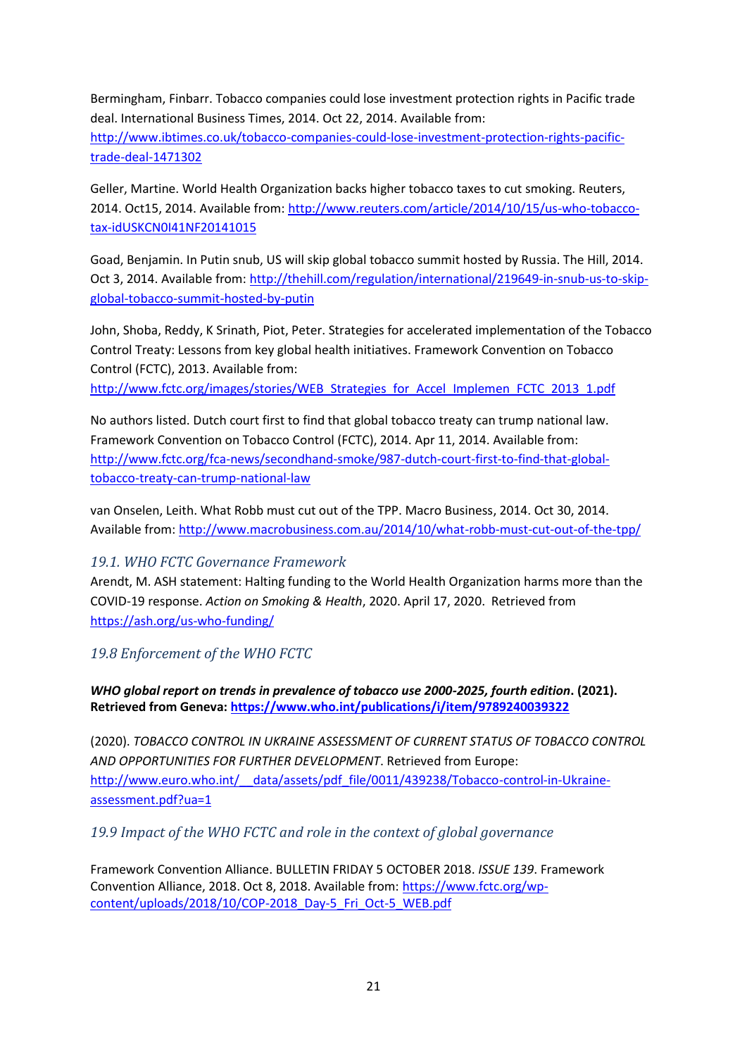Bermingham, Finbarr. Tobacco companies could lose investment protection rights in Pacific trade deal. International Business Times, 2014. Oct 22, 2014. Available from: http://www.ibtimes.co.uk/tobacco-companies-could-lose-investment-protection-rights-pacific-trade-deal-1471302

Geller, Martine. World Health Organization backs higher tobacco taxes to cut smoking. Reuters, 2014. Oct15, 2014. Available from: http://www.reuters.com/article/2014/10/15/us-who-tobacco-tax-idUSKCN0I41NF20141015

Goad, Benjamin. In Putin snub, US will skip global tobacco summit hosted by Russia. The Hill, 2014. Oct 3, 2014. Available from: http://thehill.com/regulation/international/219649-in-snub-us-to-skip-global-tobacco-summit-hosted-by-putin

John, Shoba, Reddy, K Srinath, Piot, Peter. Strategies for accelerated implementation of the Tobacco Control Treaty: Lessons from key global health initiatives. Framework Convention on Tobacco Control (FCTC), 2013. Available from: http://www.fctc.org/images/stories/WEB_Strategies_for_Accel_Implemen_FCTC_2013_1.pdf

No authors listed. Dutch court first to find that global tobacco treaty can trump national law. Framework Convention on Tobacco Control (FCTC), 2014. Apr 11, 2014. Available from: http://www.fctc.org/fca-news/secondhand-smoke/987-dutch-court-first-to-find-that-global-tobacco-treaty-can-trump-national-law

van Onselen, Leith. What Robb must cut out of the TPP. Macro Business, 2014. Oct 30, 2014. Available from: http://www.macrobusiness.com.au/2014/10/what-robb-must-cut-out-of-the-tpp/

### 19.1. WHO FCTC Governance Framework

Arendt, M. ASH statement: Halting funding to the World Health Organization harms more than the COVID-19 response. *Action on Smoking & Health*, 2020. April 17, 2020. Retrieved from https://ash.org/us-who-funding/

### 19.8 Enforcement of the WHO FCTC

***WHO global report on trends in prevalence of tobacco use 2000-2025, fourth edition*. (2021). Retrieved from Geneva: https://www.who.int/publications/i/item/9789240039322**

(2020). *TOBACCO CONTROL IN UKRAINE ASSESSMENT OF CURRENT STATUS OF TOBACCO CONTROL AND OPPORTUNITIES FOR FURTHER DEVELOPMENT*. Retrieved from Europe: http://www.euro.who.int/__data/assets/pdf_file/0011/439238/Tobacco-control-in-Ukraine-assessment.pdf?ua=1

### 19.9 Impact of the WHO FCTC and role in the context of global governance

Framework Convention Alliance. BULLETIN FRIDAY 5 OCTOBER 2018. *ISSUE 139*. Framework Convention Alliance, 2018. Oct 8, 2018. Available from: https://www.fctc.org/wp-content/uploads/2018/10/COP-2018_Day-5_Fri_Oct-5_WEB.pdf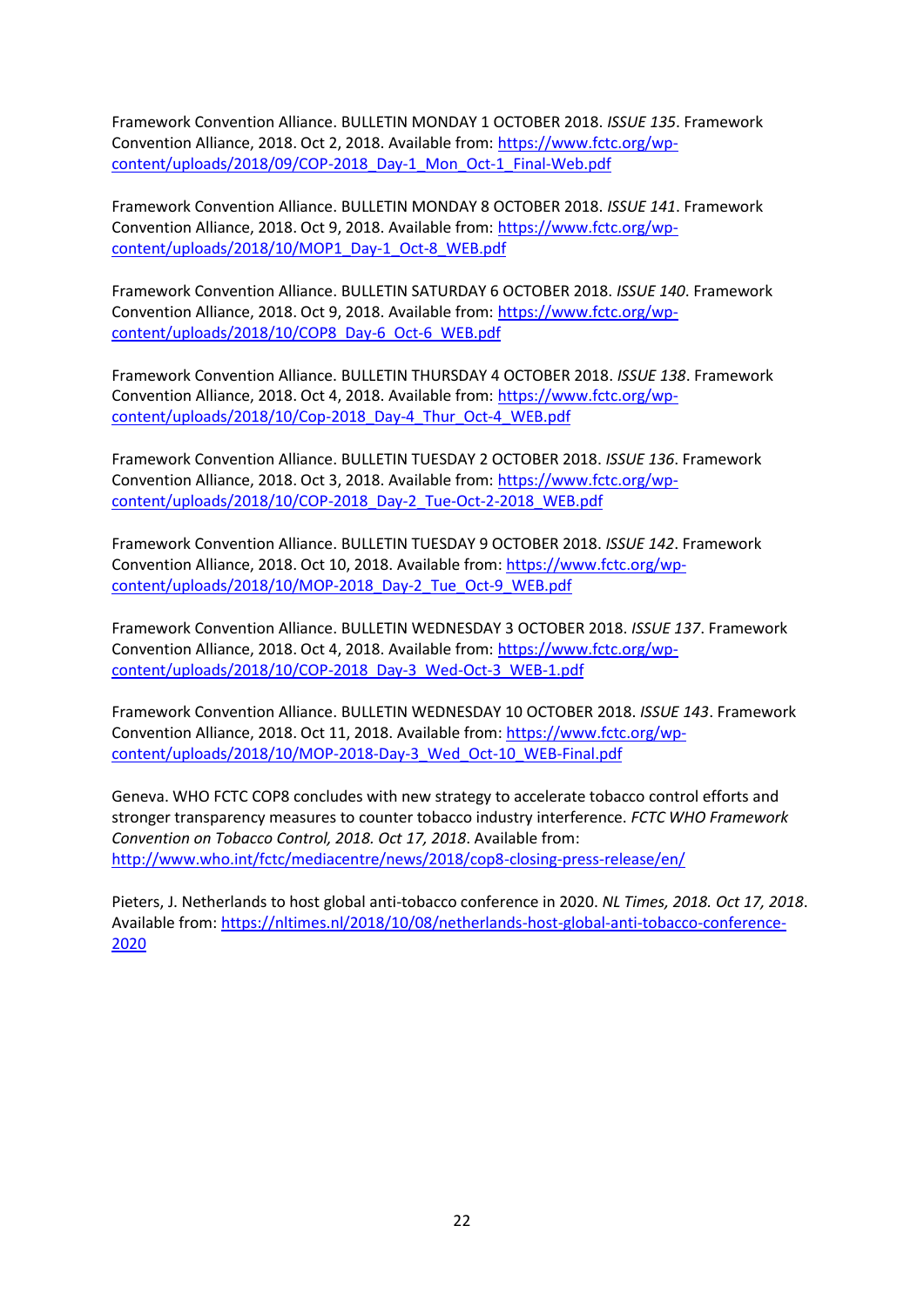Framework Convention Alliance. BULLETIN MONDAY 1 OCTOBER 2018. *ISSUE 135*. Framework Convention Alliance, 2018. Oct 2, 2018. Available from: https://www.fctc.org/wp-content/uploads/2018/09/COP-2018_Day-1_Mon_Oct-1_Final-Web.pdf

Framework Convention Alliance. BULLETIN MONDAY 8 OCTOBER 2018. *ISSUE 141*. Framework Convention Alliance, 2018. Oct 9, 2018. Available from: https://www.fctc.org/wp-content/uploads/2018/10/MOP1_Day-1_Oct-8_WEB.pdf

Framework Convention Alliance. BULLETIN SATURDAY 6 OCTOBER 2018. *ISSUE 140*. Framework Convention Alliance, 2018. Oct 9, 2018. Available from: https://www.fctc.org/wp-content/uploads/2018/10/COP8_Day-6_Oct-6_WEB.pdf

Framework Convention Alliance. BULLETIN THURSDAY 4 OCTOBER 2018. *ISSUE 138*. Framework Convention Alliance, 2018. Oct 4, 2018. Available from: https://www.fctc.org/wp-content/uploads/2018/10/Cop-2018_Day-4_Thur_Oct-4_WEB.pdf

Framework Convention Alliance. BULLETIN TUESDAY 2 OCTOBER 2018. *ISSUE 136*. Framework Convention Alliance, 2018. Oct 3, 2018. Available from: https://www.fctc.org/wp-content/uploads/2018/10/COP-2018_Day-2_Tue-Oct-2-2018_WEB.pdf

Framework Convention Alliance. BULLETIN TUESDAY 9 OCTOBER 2018. *ISSUE 142*. Framework Convention Alliance, 2018. Oct 10, 2018. Available from: https://www.fctc.org/wp-content/uploads/2018/10/MOP-2018_Day-2_Tue_Oct-9_WEB.pdf

Framework Convention Alliance. BULLETIN WEDNESDAY 3 OCTOBER 2018. *ISSUE 137*. Framework Convention Alliance, 2018. Oct 4, 2018. Available from: https://www.fctc.org/wp-content/uploads/2018/10/COP-2018_Day-3_Wed-Oct-3_WEB-1.pdf

Framework Convention Alliance. BULLETIN WEDNESDAY 10 OCTOBER 2018. *ISSUE 143*. Framework Convention Alliance, 2018. Oct 11, 2018. Available from: https://www.fctc.org/wp-content/uploads/2018/10/MOP-2018-Day-3_Wed_Oct-10_WEB-Final.pdf

Geneva. WHO FCTC COP8 concludes with new strategy to accelerate tobacco control efforts and stronger transparency measures to counter tobacco industry interference. *FCTC WHO Framework Convention on Tobacco Control, 2018. Oct 17, 2018*. Available from: http://www.who.int/fctc/mediacentre/news/2018/cop8-closing-press-release/en/

Pieters, J. Netherlands to host global anti-tobacco conference in 2020. *NL Times, 2018. Oct 17, 2018*. Available from: https://nltimes.nl/2018/10/08/netherlands-host-global-anti-tobacco-conference-2020